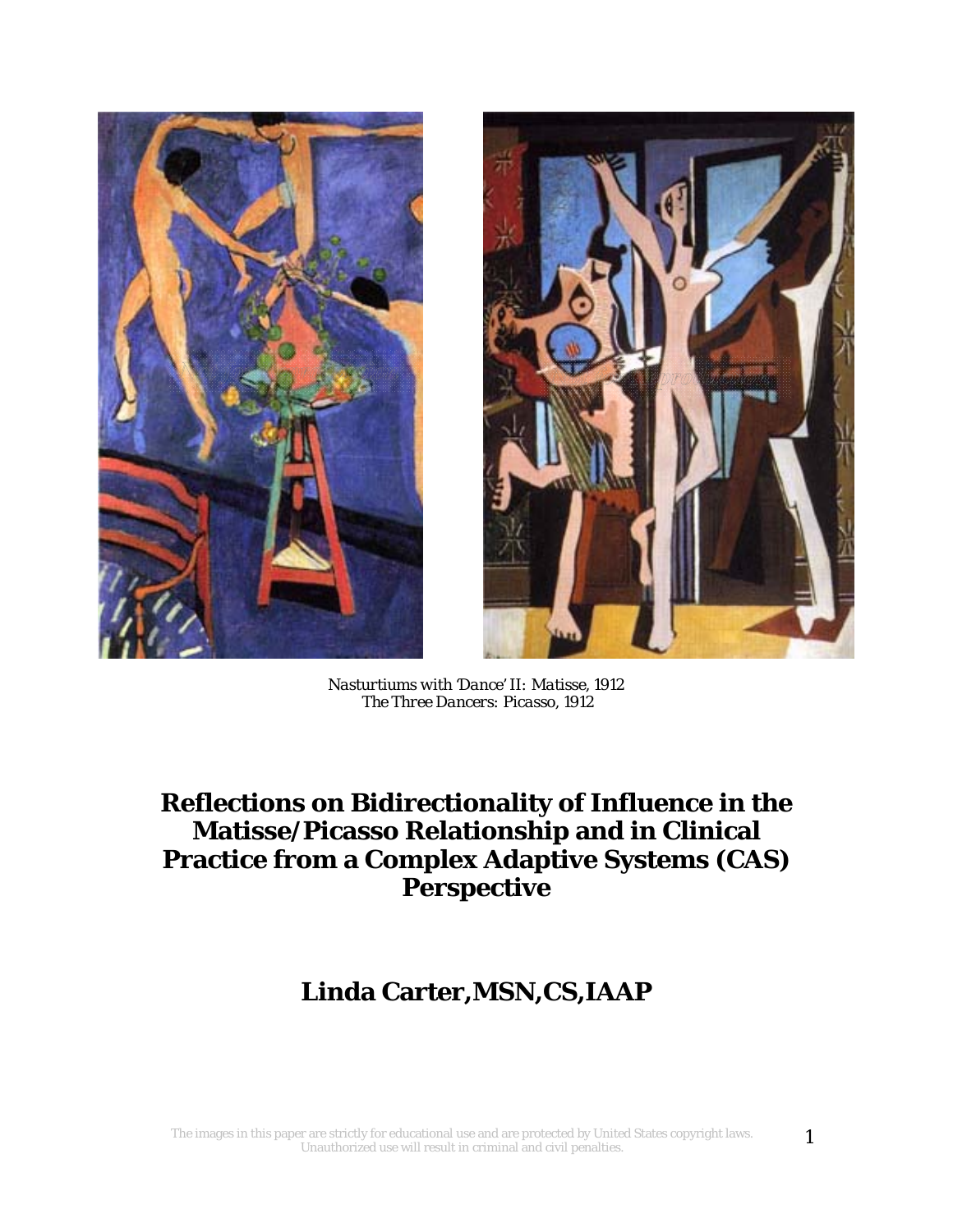*Nasturtiums with 'Dance' II: Matisse, 1912*
*The Three Dancers: Picasso, 1912*

# Reflections on Bidirectionality of Influence in the Matisse/Picasso Relationship and in Clinical Practice from a Complex Adaptive Systems (CAS) Perspective

## Linda Carter,MSN,CS,IAAP

The images in this paper are strictly for educational use and are protected by United States copyright laws. Unauthorized use will result in criminal and civil penalties.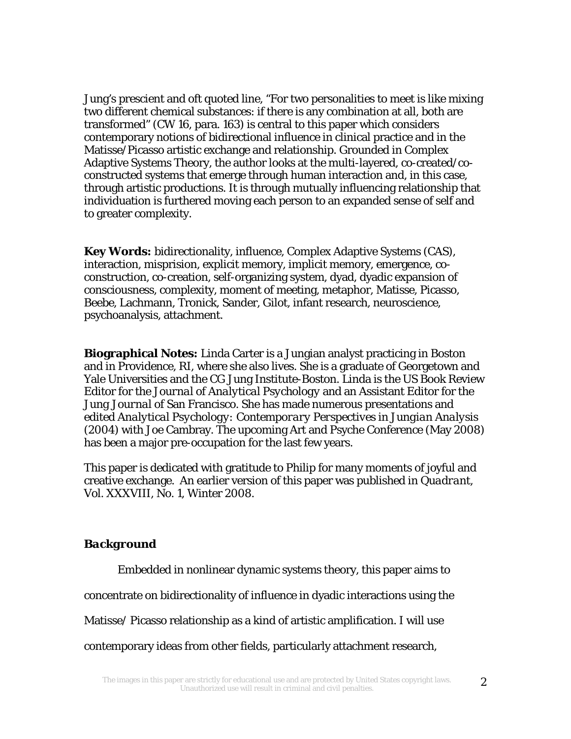Jung's prescient and oft quoted line, "For two personalities to meet is like mixing two different chemical substances: if there is any combination at all, both are transformed" (CW 16, para. 163) is central to this paper which considers contemporary notions of bidirectional influence in clinical practice and in the Matisse/Picasso artistic exchange and relationship. Grounded in Complex Adaptive Systems Theory, the author looks at the multi-layered, co-created/co-constructed systems that emerge through human interaction and, in this case, through artistic productions. It is through mutually influencing relationship that individuation is furthered moving each person to an expanded sense of self and to greater complexity.

**Key Words:** bidirectionality, influence, Complex Adaptive Systems (CAS), interaction, misprision, explicit memory, implicit memory, emergence, co-construction, co-creation, self-organizing system, dyad, dyadic expansion of consciousness, complexity, moment of meeting, metaphor, Matisse, Picasso, Beebe, Lachmann, Tronick, Sander, Gilot, infant research, neuroscience, psychoanalysis, attachment.

**Biographical Notes:** Linda Carter is a Jungian analyst practicing in Boston and in Providence, RI, where she also lives. She is a graduate of Georgetown and Yale Universities and the CG Jung Institute-Boston. Linda is the US Book Review Editor for the *Journal of Analytical Psychology* and an Assistant Editor for the *Jung Journal* of San Francisco. She has made numerous presentations and edited *Analytical Psychology: Contemporary Perspectives in Jungian Analysis* (2004) with Joe Cambray. The upcoming Art and Psyche Conference (May 2008) has been a major pre-occupation for the last few years.

This paper is dedicated with gratitude to Philip for many moments of joyful and creative exchange. An earlier version of this paper was published in *Quadrant*, Vol. XXXVIII, No. 1, Winter 2008.

## *Background*

Embedded in nonlinear dynamic systems theory, this paper aims to concentrate on bidirectionality of influence in dyadic interactions using the Matisse/ Picasso relationship as a kind of artistic amplification. I will use contemporary ideas from other fields, particularly attachment research,

The images in this paper are strictly for educational use and are protected by United States copyright laws. Unauthorized use will result in criminal and civil penalties.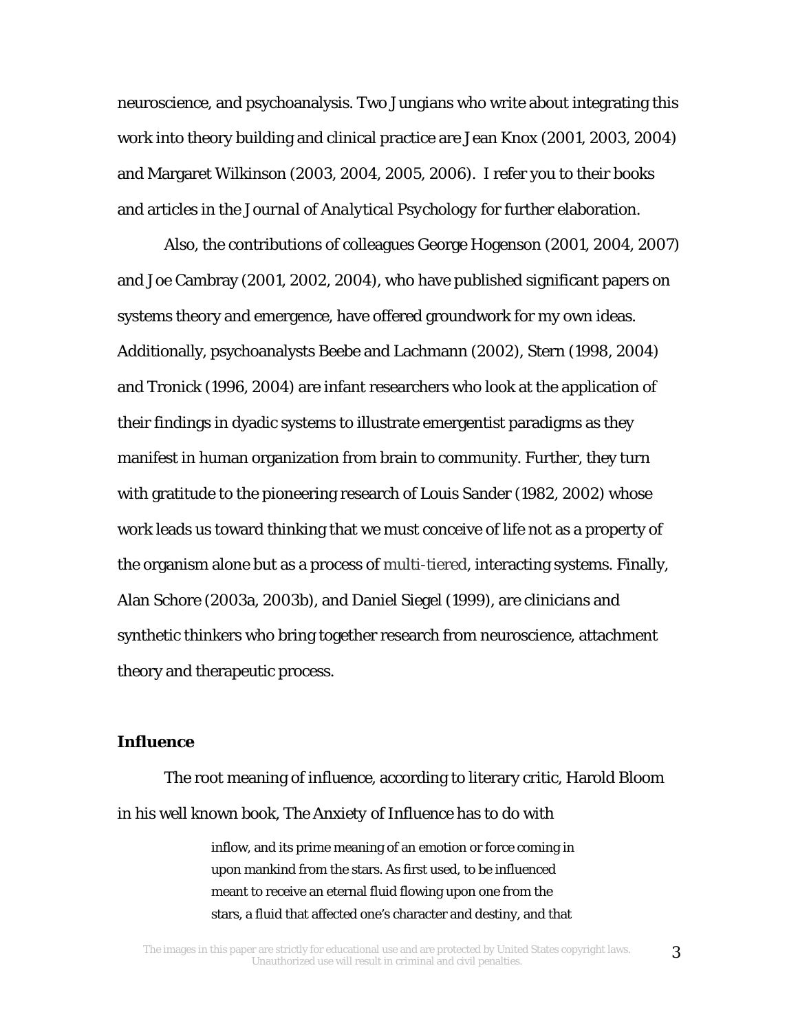neuroscience, and psychoanalysis. Two Jungians who write about integrating this work into theory building and clinical practice are Jean Knox (2001, 2003, 2004) and Margaret Wilkinson (2003, 2004, 2005, 2006). I refer you to their books and articles in the *Journal of Analytical Psychology* for further elaboration.

Also, the contributions of colleagues George Hogenson (2001, 2004, 2007) and Joe Cambray (2001, 2002, 2004), who have published significant papers on systems theory and emergence, have offered groundwork for my own ideas. Additionally, psychoanalysts Beebe and Lachmann (2002), Stern (1998, 2004) and Tronick (1996, 2004) are infant researchers who look at the application of their findings in dyadic systems to illustrate emergentist paradigms as they manifest in human organization from brain to community. Further, they turn with gratitude to the pioneering research of Louis Sander (1982, 2002) whose work leads us toward thinking that we must conceive of life not as a property of the organism alone but as a process of multi-tiered, interacting systems. Finally, Alan Schore (2003a, 2003b), and Daniel Siegel (1999), are clinicians and synthetic thinkers who bring together research from neuroscience, attachment theory and therapeutic process.

**Influence**

The root meaning of influence, according to literary critic, Harold Bloom in his well known book, The Anxiety of Influence has to do with

> inflow, and its prime meaning of an emotion or force coming in upon mankind from the stars. As first used, to be influenced meant to receive an eternal fluid flowing upon one from the stars, a fluid that affected one's character and destiny, and that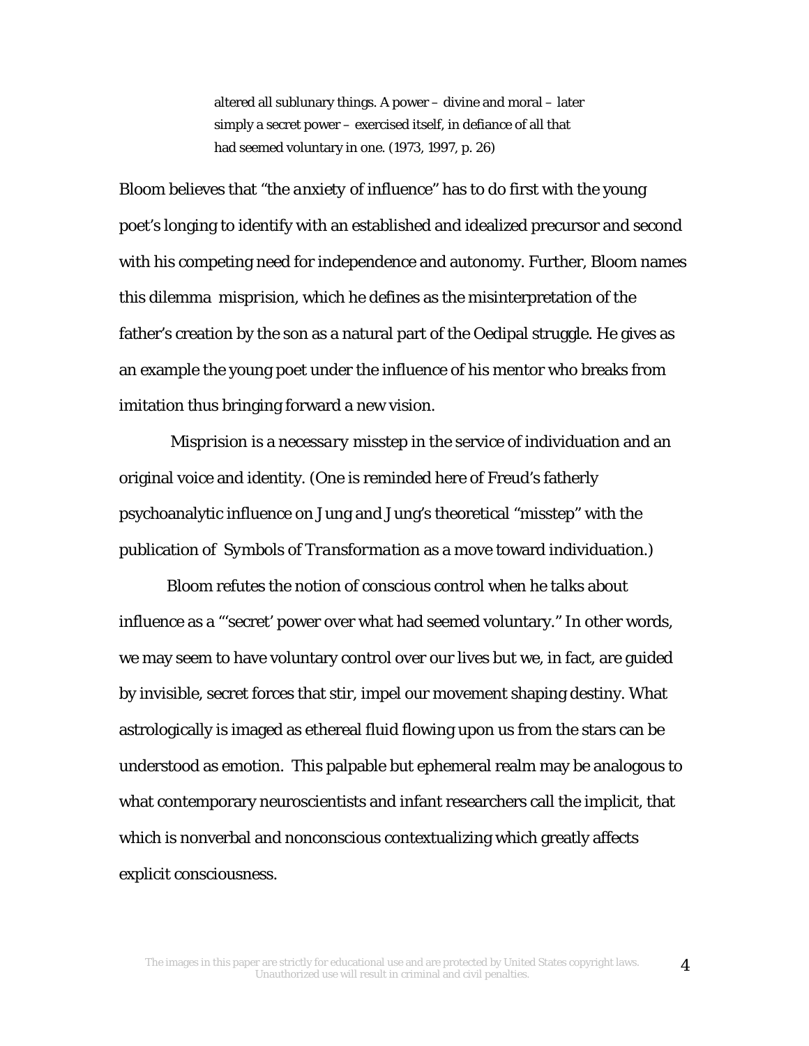> altered all sublunary things. A power – divine and moral – later simply a secret power – exercised itself, in defiance of all that had seemed voluntary in one. (1973, 1997, p. 26)

Bloom believes that "the *anxiety of influence*" has to do first with the young poet's longing to identify with an established and idealized precursor and second with his competing need for independence and autonomy. Further, Bloom names this dilemma *misprision*, which he defines as the misinterpretation of the father's creation by the son as a natural part of the Oedipal struggle. He gives as an example the young poet under the influence of his mentor who breaks from imitation thus bringing forward a new vision.

Misprision is a *necessary* misstep in the service of individuation and an original voice and identity. (One is reminded here of Freud's fatherly psychoanalytic influence on Jung and Jung's theoretical "misstep" with the publication of *Symbols of Transformation* as a move toward individuation.)

Bloom refutes the notion of conscious control when he talks about influence as a "'secret' power over what had seemed voluntary." In other words, we may seem to have voluntary control over our lives but we, in fact, are guided by invisible, secret forces that stir, impel our movement shaping destiny. What astrologically is imaged as ethereal fluid flowing upon us from the stars can be understood as emotion. This palpable but ephemeral realm may be analogous to what contemporary neuroscientists and infant researchers call the implicit, that which is nonverbal and nonconscious contextualizing which greatly affects explicit consciousness.

The images in this paper are strictly for educational use and are protected by United States copyright laws. Unauthorized use will result in criminal and civil penalties.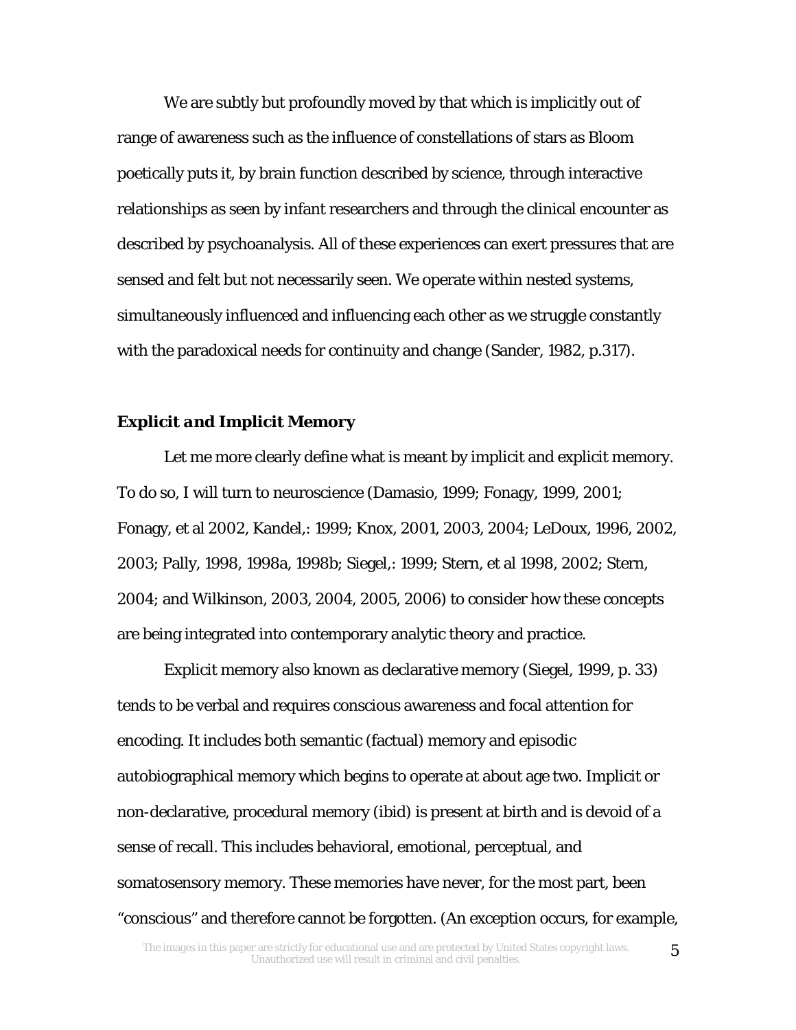We are subtly but profoundly moved by that which is implicitly out of range of awareness such as the influence of constellations of stars as Bloom poetically puts it, by brain function described by science, through interactive relationships as seen by infant researchers and through the clinical encounter as described by psychoanalysis. All of these experiences can exert pressures that are sensed and felt but not necessarily seen. We operate within nested systems, simultaneously influenced and influencing each other as we struggle constantly with the paradoxical needs for continuity and change (Sander, 1982, p.317).

### *Explicit and Implicit Memory*

Let me more clearly define what is meant by implicit and explicit memory. To do so, I will turn to neuroscience (Damasio, 1999; Fonagy, 1999, 2001; Fonagy, et al 2002, Kandel,: 1999; Knox, 2001, 2003, 2004; LeDoux, 1996, 2002, 2003; Pally, 1998, 1998a, 1998b; Siegel,: 1999; Stern, et al 1998, 2002; Stern, 2004; and Wilkinson, 2003, 2004, 2005, 2006) to consider how these concepts are being integrated into contemporary analytic theory and practice.

Explicit memory also known as declarative memory (Siegel, 1999, p. 33) tends to be verbal and requires conscious awareness and focal attention for encoding. It includes both semantic (factual) memory and episodic autobiographical memory which begins to operate at about age two. Implicit or non-declarative, procedural memory (ibid) is present at birth and is devoid of a sense of recall. This includes behavioral, emotional, perceptual, and somatosensory memory. These memories have never, for the most part, been "conscious" and therefore cannot be forgotten. (An exception occurs, for example,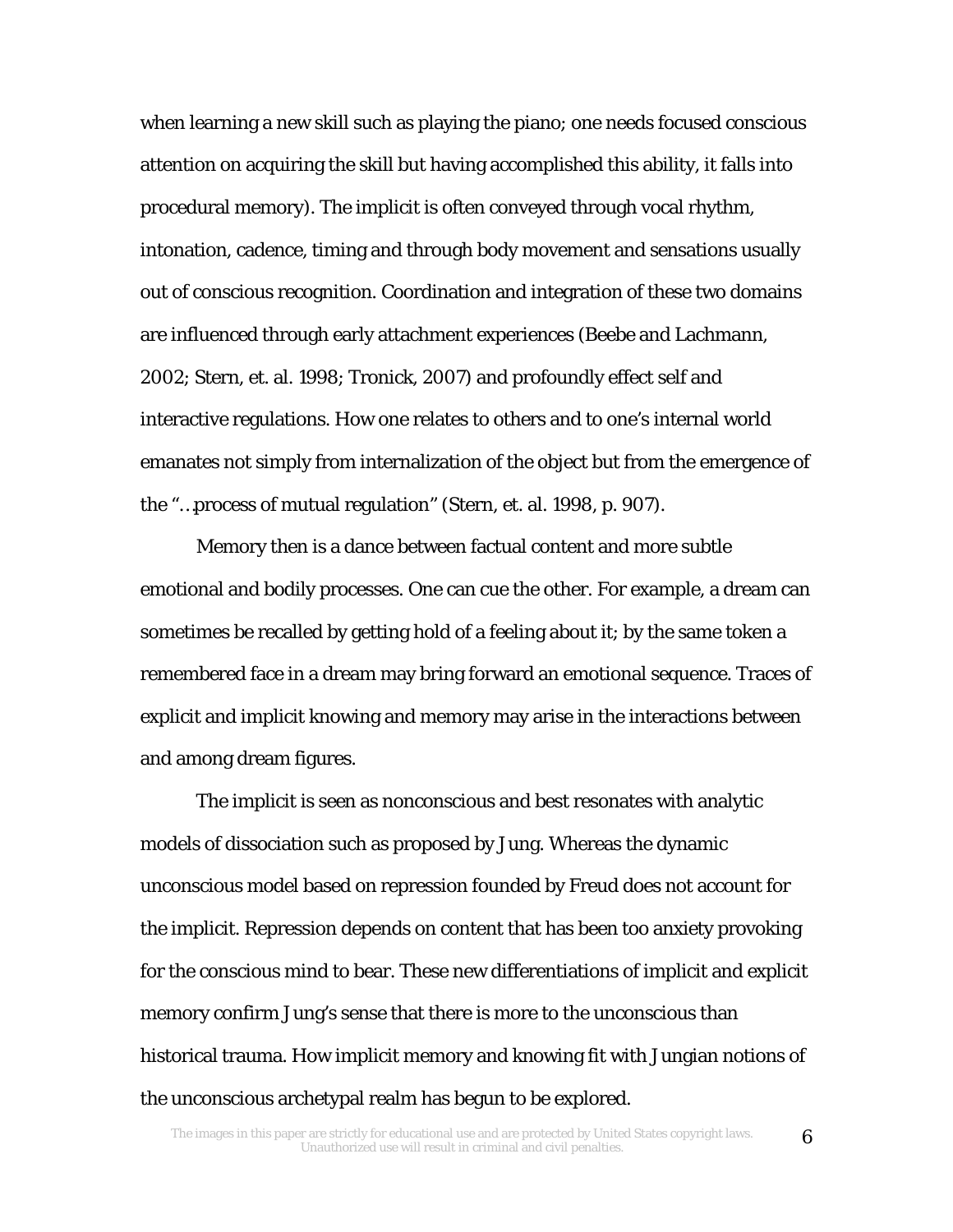when learning a new skill such as playing the piano; one needs focused conscious attention on acquiring the skill but having accomplished this ability, it falls into procedural memory). The implicit is often conveyed through vocal rhythm, intonation, cadence, timing and through body movement and sensations usually out of conscious recognition. Coordination and integration of these two domains are influenced through early attachment experiences (Beebe and Lachmann, 2002; Stern, et. al. 1998; Tronick, 2007) and profoundly effect self and interactive regulations. How one relates to others and to one's internal world emanates not simply from internalization of the object but from the emergence of the "…process of mutual regulation" (Stern, et. al. 1998, p. 907).

Memory then is a dance between factual content and more subtle emotional and bodily processes. One can cue the other. For example, a dream can sometimes be recalled by getting hold of a feeling about it; by the same token a remembered face in a dream may bring forward an emotional sequence. Traces of explicit and implicit knowing and memory may arise in the interactions between and among dream figures.

The implicit is seen as nonconscious and best resonates with analytic models of dissociation such as proposed by Jung. Whereas the dynamic unconscious model based on repression founded by Freud does not account for the implicit. Repression depends on content that has been too anxiety provoking for the conscious mind to bear. These new differentiations of implicit and explicit memory confirm Jung's sense that there is more to the unconscious than historical trauma. How implicit memory and knowing fit with Jungian notions of the unconscious archetypal realm has begun to be explored.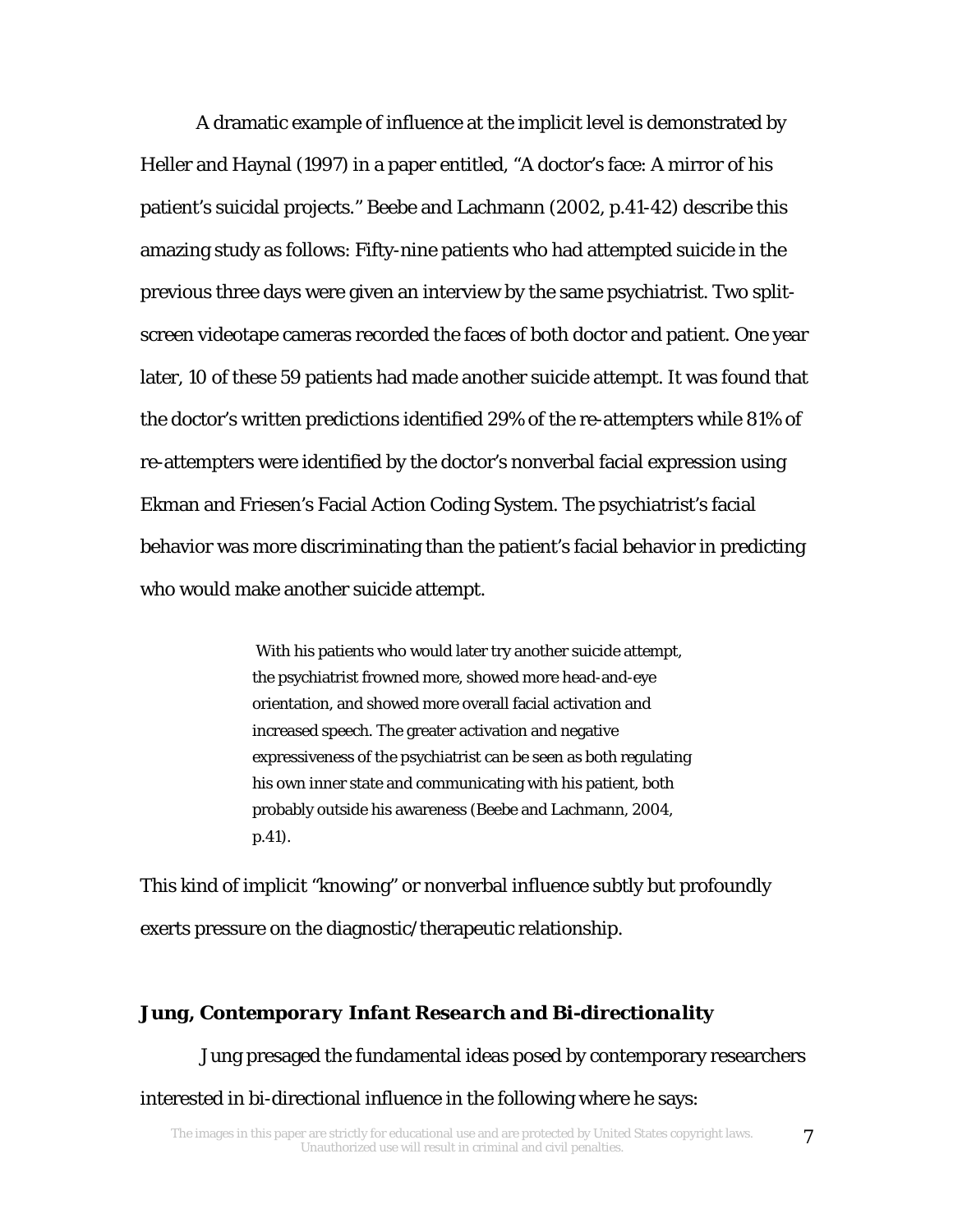A dramatic example of influence at the implicit level is demonstrated by Heller and Haynal (1997) in a paper entitled, "A doctor's face: A mirror of his patient's suicidal projects." Beebe and Lachmann (2002, p.41-42) describe this amazing study as follows: Fifty-nine patients who had attempted suicide in the previous three days were given an interview by the same psychiatrist. Two split-screen videotape cameras recorded the faces of both doctor and patient. One year later, 10 of these 59 patients had made another suicide attempt. It was found that the doctor's written predictions identified 29% of the re-attempters while 81% of re-attempters were identified by the doctor's nonverbal facial expression using Ekman and Friesen's Facial Action Coding System. The psychiatrist's facial behavior was more discriminating than the patient's facial behavior in predicting who would make another suicide attempt.

> With his patients who would later try another suicide attempt, the psychiatrist frowned more, showed more head-and-eye orientation, and showed more overall facial activation and increased speech. The greater activation and negative expressiveness of the psychiatrist can be seen as both regulating his own inner state and communicating with his patient, both probably outside his awareness (Beebe and Lachmann, 2004, p.41).

This kind of implicit "knowing" or nonverbal influence subtly but profoundly exerts pressure on the diagnostic/therapeutic relationship.

### *Jung, Contemporary Infant Research and Bi-directionality*

Jung presaged the fundamental ideas posed by contemporary researchers interested in bi-directional influence in the following where he says: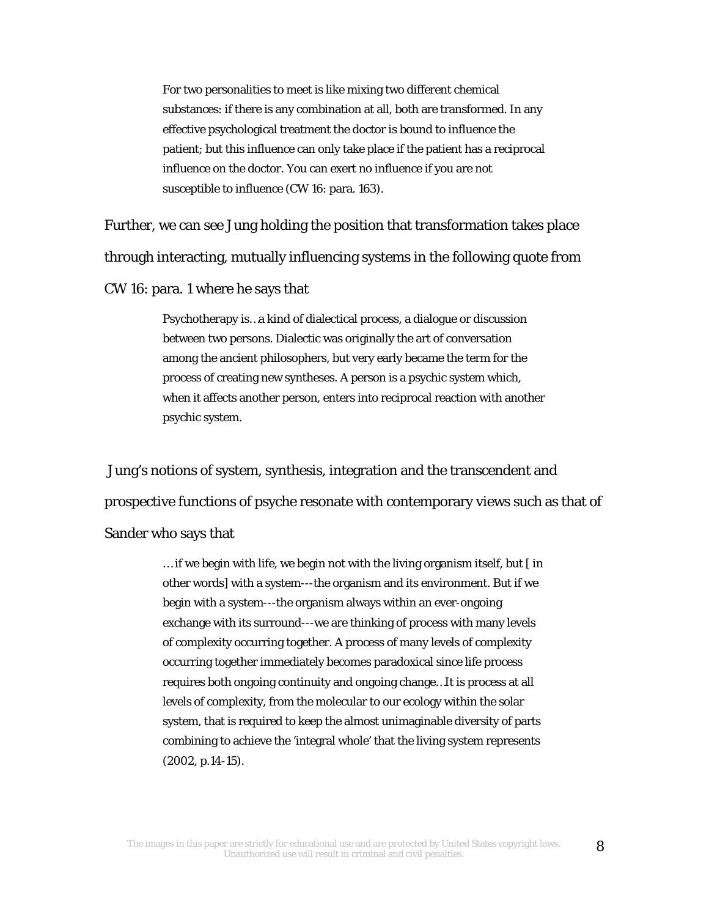> For two personalities to meet is like mixing two different chemical substances: if there is any combination at all, both are transformed. In any effective psychological treatment the doctor is bound to influence the patient; but this influence can only take place if the patient has a reciprocal influence on the doctor. You can exert no influence if you are not susceptible to influence (CW 16: para. 163).

Further, we can see Jung holding the position that transformation takes place through interacting, mutually influencing systems in the following quote from CW 16: para. 1 where he says that

> Psychotherapy is…a kind of dialectical process, a dialogue or discussion between two persons. Dialectic was originally the art of conversation among the ancient philosophers, but very early became the term for the process of creating new syntheses. A person is a psychic system which, when it affects another person, enters into reciprocal reaction with another psychic system.

Jung's notions of system, synthesis, integration and the transcendent and prospective functions of psyche resonate with contemporary views such as that of Sander who says that

> …if we begin with life, we begin not with the living organism itself, but [ in other words] with a system---the organism and its environment. But if we begin with a system---the organism always within an ever-ongoing exchange with its surround---we are thinking of process with many levels of complexity occurring together. A process of many levels of complexity occurring together immediately becomes paradoxical since life process requires both ongoing continuity and ongoing change…It is process at all levels of complexity, from the molecular to our ecology within the solar system, that is required to keep the almost unimaginable diversity of parts combining to achieve the 'integral whole' that the living system represents (2002, p.14-15).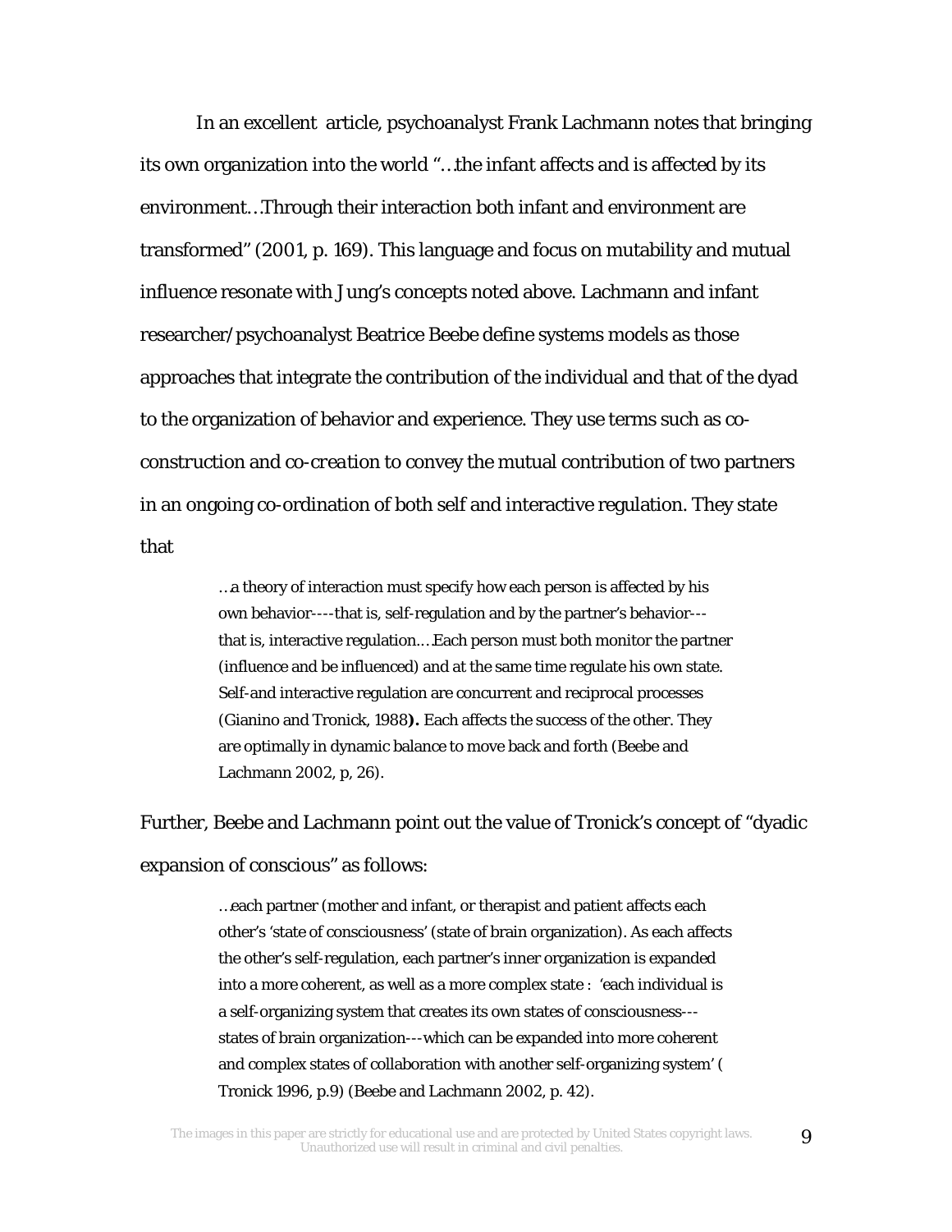In an excellent article, psychoanalyst Frank Lachmann notes that bringing its own organization into the world "…the infant affects and is affected by its environment…Through their interaction both infant and environment are transformed" (2001, p. 169). This language and focus on mutability and mutual influence resonate with Jung's concepts noted above. Lachmann and infant researcher/psychoanalyst Beatrice Beebe define systems models as those approaches that integrate the contribution of the individual and that of the dyad to the organization of behavior and experience. They use terms such as co-construction and *co-creation* to convey the mutual contribution of two partners in an ongoing co-ordination of both self and interactive regulation. They state that

> …a theory of interaction must specify how each person is affected by his own behavior----that is, self-regulation and by the partner's behavior---that is, interactive regulation.…Each person must both monitor the partner (influence and be influenced) and at the same time regulate his own state. Self-and interactive regulation are concurrent and reciprocal processes (Gianino and Tronick, 1988**).** Each affects the success of the other. They are optimally in dynamic balance to move back and forth (Beebe and Lachmann 2002, p, 26).

Further, Beebe and Lachmann point out the value of Tronick's concept of "dyadic expansion of conscious" as follows:

> …each partner (mother and infant, or therapist and patient affects each other's 'state of consciousness' (state of brain organization). As each affects the other's self-regulation, each partner's inner organization is expanded into a more coherent, as well as a more complex state : 'each individual is a self-organizing system that creates its own states of consciousness---states of brain organization---which can be expanded into more coherent and complex states of collaboration with another self-organizing system' ( Tronick 1996, p.9) (Beebe and Lachmann 2002, p. 42).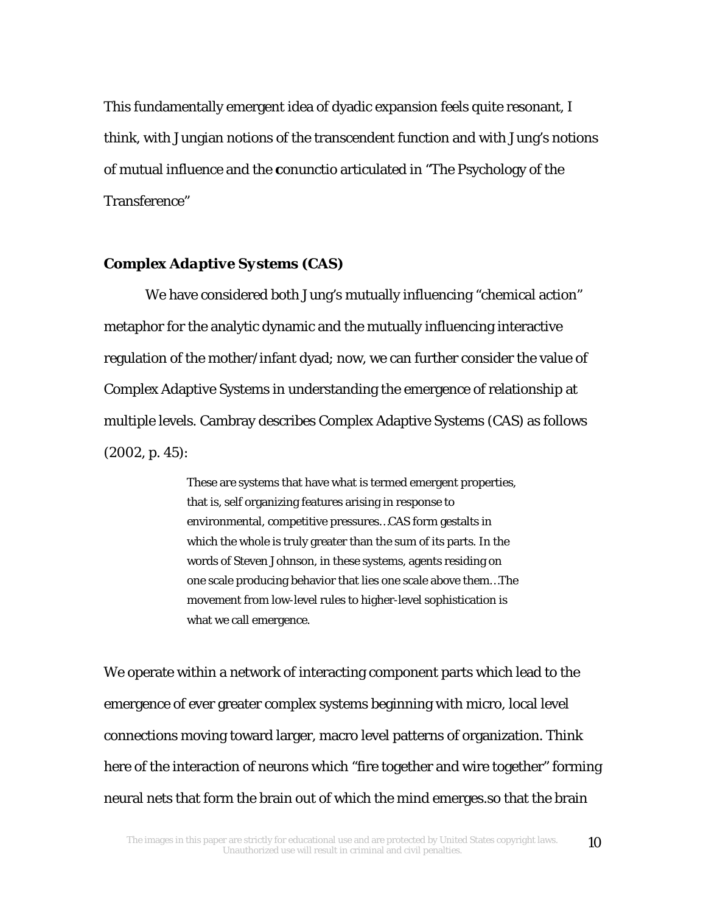This fundamentally emergent idea of dyadic expansion feels quite resonant, I think, with Jungian notions of the transcendent function and with Jung's notions of mutual influence and the **c**onunctio articulated in "The Psychology of the Transference"

### Complex Adaptive Systems (CAS)

We have considered both Jung's mutually influencing "chemical action" metaphor for the analytic dynamic and the mutually influencing interactive regulation of the mother/infant dyad; now, we can further consider the value of Complex Adaptive Systems in understanding the emergence of relationship at multiple levels. Cambray describes Complex Adaptive Systems (CAS) as follows (2002, p. 45):

> These are systems that have what is termed emergent properties, that is, self organizing features arising in response to environmental, competitive pressures…CAS form gestalts in which the whole is truly greater than the sum of its parts. In the words of Steven Johnson, in these systems, agents residing on one scale producing behavior that lies one scale above them…The movement from low-level rules to higher-level sophistication is what we call emergence.

We operate within a network of interacting component parts which lead to the emergence of ever greater complex systems beginning with micro, local level connections moving toward larger, macro level patterns of organization. Think here of the interaction of neurons which "fire together and wire together" forming neural nets that form the brain out of which the mind emerges.so that the brain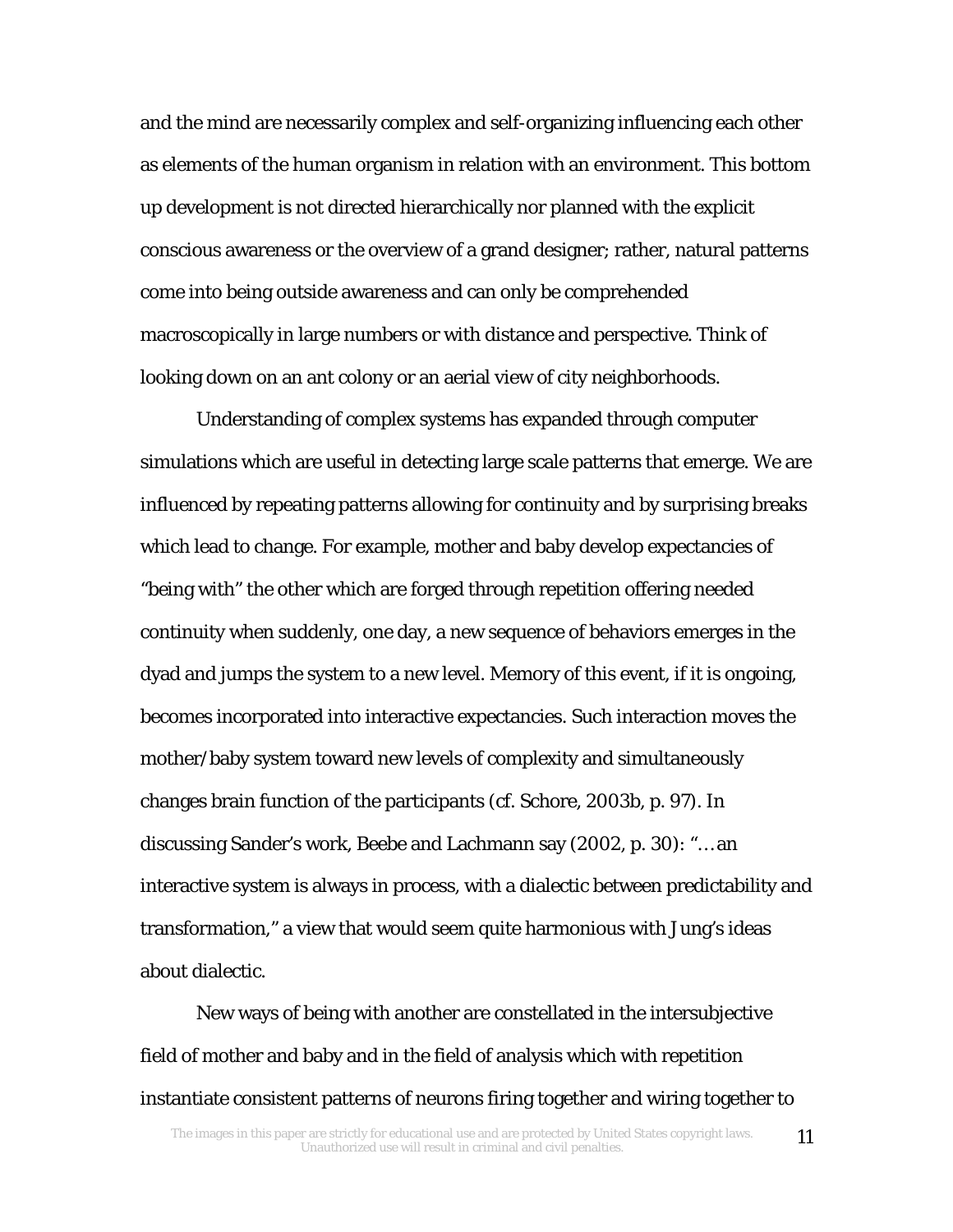and the mind are necessarily complex and self-organizing influencing each other as elements of the human organism in relation with an environment. This bottom up development is not directed hierarchically nor planned with the explicit conscious awareness or the overview of a grand designer; rather, natural patterns come into being outside awareness and can only be comprehended macroscopically in large numbers or with distance and perspective. Think of looking down on an ant colony or an aerial view of city neighborhoods.

Understanding of complex systems has expanded through computer simulations which are useful in detecting large scale patterns that emerge. We are influenced by repeating patterns allowing for continuity and by surprising breaks which lead to change. For example, mother and baby develop expectancies of "being with" the other which are forged through repetition offering needed continuity when suddenly, one day, a new sequence of behaviors emerges in the dyad and jumps the system to a new level. Memory of this event, if it is ongoing, becomes incorporated into interactive expectancies. Such interaction moves the mother/baby system toward new levels of complexity and simultaneously changes brain function of the participants (cf. Schore, 2003b, p. 97). In discussing Sander's work, Beebe and Lachmann say (2002, p. 30): "… an interactive system is always in process, with a dialectic between predictability and transformation," a view that would seem quite harmonious with Jung's ideas about dialectic.

New ways of being with another are constellated in the intersubjective field of mother and baby and in the field of analysis which with repetition instantiate consistent patterns of neurons firing together and wiring together to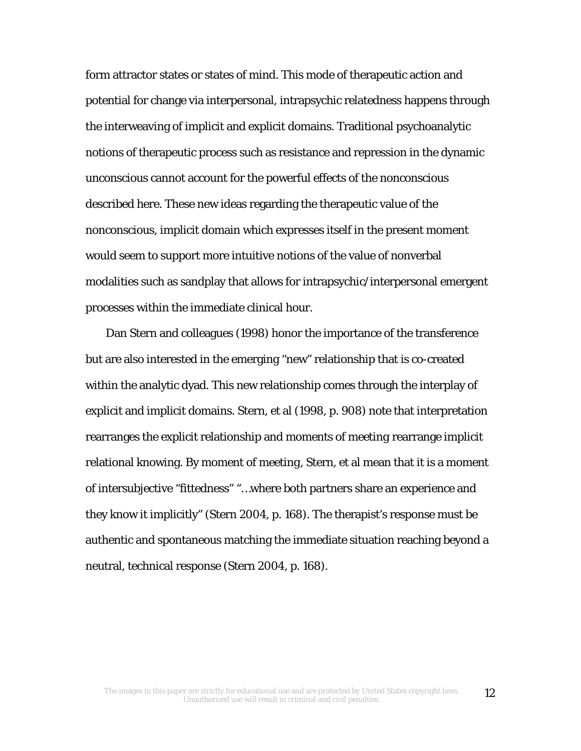form attractor states or states of mind. This mode of therapeutic action and potential for change via interpersonal, intrapsychic relatedness happens through the interweaving of implicit and explicit domains. Traditional psychoanalytic notions of therapeutic process such as resistance and repression in the dynamic unconscious cannot account for the powerful effects of the nonconscious described here. These new ideas regarding the therapeutic value of the nonconscious, implicit domain which expresses itself in the present moment would seem to support more intuitive notions of the value of nonverbal modalities such as sandplay that allows for intrapsychic/interpersonal emergent processes within the immediate clinical hour.

Dan Stern and colleagues (1998) honor the importance of the transference but are also interested in the emerging "new" relationship that is co-created within the analytic dyad. This new relationship comes through the interplay of explicit and implicit domains. Stern, et al (1998, p. 908) note that interpretation rearranges the explicit relationship and moments of meeting rearrange implicit relational knowing. By moment of meeting, Stern, et al mean that it is a moment of intersubjective "fittedness" "…where both partners share an experience and they know it implicitly" (Stern 2004, p. 168). The therapist's response must be authentic and spontaneous matching the immediate situation reaching beyond a neutral, technical response (Stern 2004, p. 168).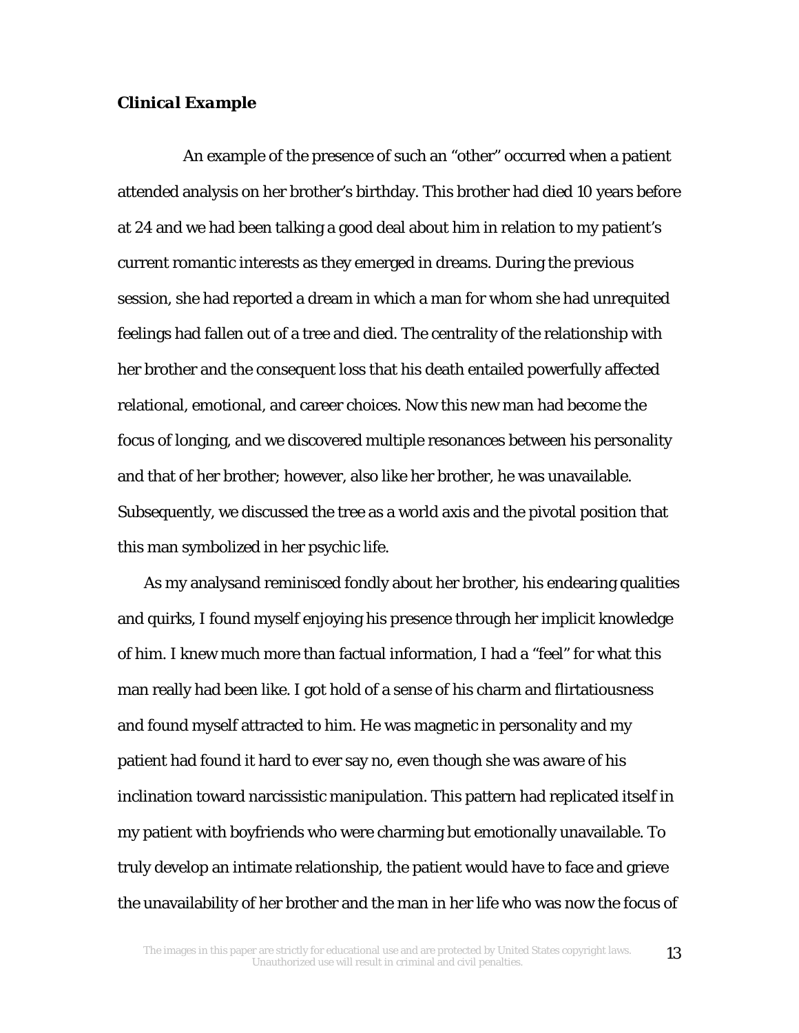### *Clinical Example*

An example of the presence of such an "other" occurred when a patient attended analysis on her brother's birthday. This brother had died 10 years before at 24 and we had been talking a good deal about him in relation to my patient's current romantic interests as they emerged in dreams. During the previous session, she had reported a dream in which a man for whom she had unrequited feelings had fallen out of a tree and died. The centrality of the relationship with her brother and the consequent loss that his death entailed powerfully affected relational, emotional, and career choices. Now this new man had become the focus of longing, and we discovered multiple resonances between his personality and that of her brother; however, also like her brother, he was unavailable. Subsequently, we discussed the tree as a world axis and the pivotal position that this man symbolized in her psychic life.

As my analysand reminisced fondly about her brother, his endearing qualities and quirks, I found myself enjoying his presence through her implicit knowledge of him. I knew much more than factual information, I had a "feel" for what this man really had been like. I got hold of a sense of his charm and flirtatiousness and found myself attracted to him. He was magnetic in personality and my patient had found it hard to ever say no, even though she was aware of his inclination toward narcissistic manipulation. This pattern had replicated itself in my patient with boyfriends who were charming but emotionally unavailable. To truly develop an intimate relationship, the patient would have to face and grieve the unavailability of her brother and the man in her life who was now the focus of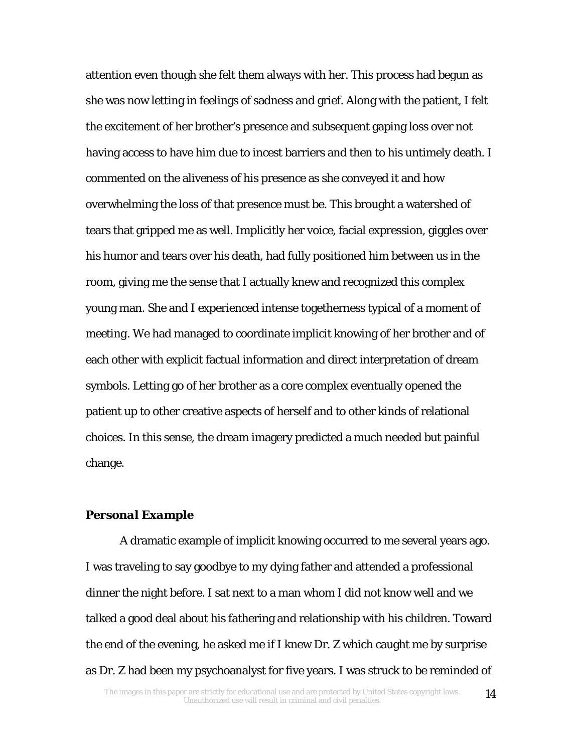attention even though she felt them always with her. This process had begun as she was now letting in feelings of sadness and grief. Along with the patient, I felt the excitement of her brother's presence and subsequent gaping loss over not having access to have him due to incest barriers and then to his untimely death. I commented on the aliveness of his presence as she conveyed it and how overwhelming the loss of that presence must be. This brought a watershed of tears that gripped me as well. Implicitly her voice, facial expression, giggles over his humor and tears over his death, had fully positioned him between us in the room, giving me the sense that I actually knew and recognized this complex young man. She and I experienced intense togetherness typical of a moment of meeting. We had managed to coordinate implicit knowing of her brother and of each other with explicit factual information and direct interpretation of dream symbols. Letting go of her brother as a core complex eventually opened the patient up to other creative aspects of herself and to other kinds of relational choices. In this sense, the dream imagery predicted a much needed but painful change.

### *Personal Example*

A dramatic example of implicit knowing occurred to me several years ago. I was traveling to say goodbye to my dying father and attended a professional dinner the night before. I sat next to a man whom I did not know well and we talked a good deal about his fathering and relationship with his children. Toward the end of the evening, he asked me if I knew Dr. Z which caught me by surprise as Dr. Z had been my psychoanalyst for five years. I was struck to be reminded of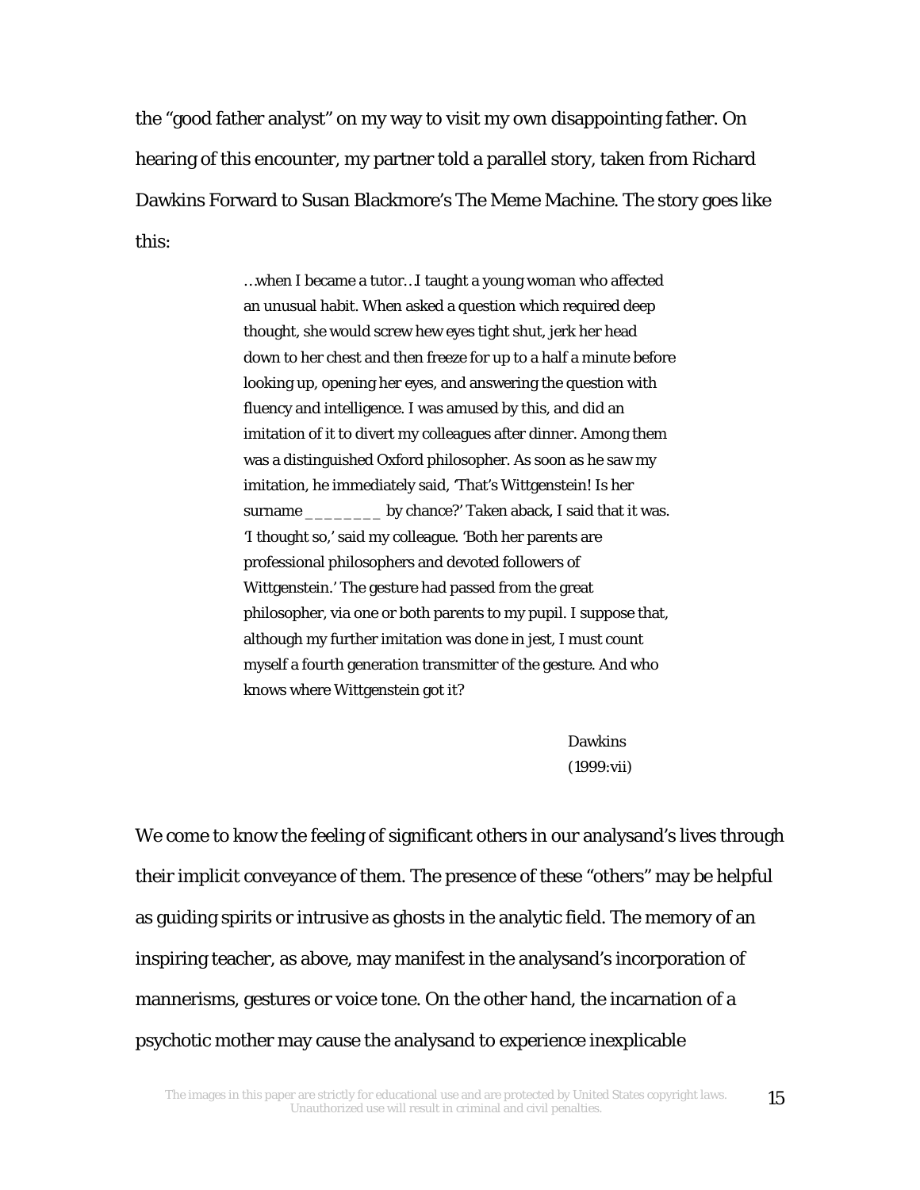the "good father analyst" on my way to visit my own disappointing father. On hearing of this encounter, my partner told a parallel story, taken from Richard Dawkins Forward to Susan Blackmore's The Meme Machine. The story goes like this:

> …when I became a tutor…I taught a young woman who affected an unusual habit. When asked a question which required deep thought, she would screw hew eyes tight shut, jerk her head down to her chest and then freeze for up to a half a minute before looking up, opening her eyes, and answering the question with fluency and intelligence. I was amused by this, and did an imitation of it to divert my colleagues after dinner. Among them was a distinguished Oxford philosopher. As soon as he saw my imitation, he immediately said, 'That's Wittgenstein! Is her surname ________ by chance?' Taken aback, I said that it was. 'I thought so,' said my colleague. 'Both her parents are professional philosophers and devoted followers of Wittgenstein.' The gesture had passed from the great philosopher, via one or both parents to my pupil. I suppose that, although my further imitation was done in jest, I must count myself a fourth generation transmitter of the gesture. And who knows where Wittgenstein got it?
>
> Dawkins
> (1999:vii)

We come to know the feeling of significant others in our analysand's lives through their implicit conveyance of them. The presence of these "others" may be helpful as guiding spirits or intrusive as ghosts in the analytic field. The memory of an inspiring teacher, as above, may manifest in the analysand's incorporation of mannerisms, gestures or voice tone. On the other hand, the incarnation of a psychotic mother may cause the analysand to experience inexplicable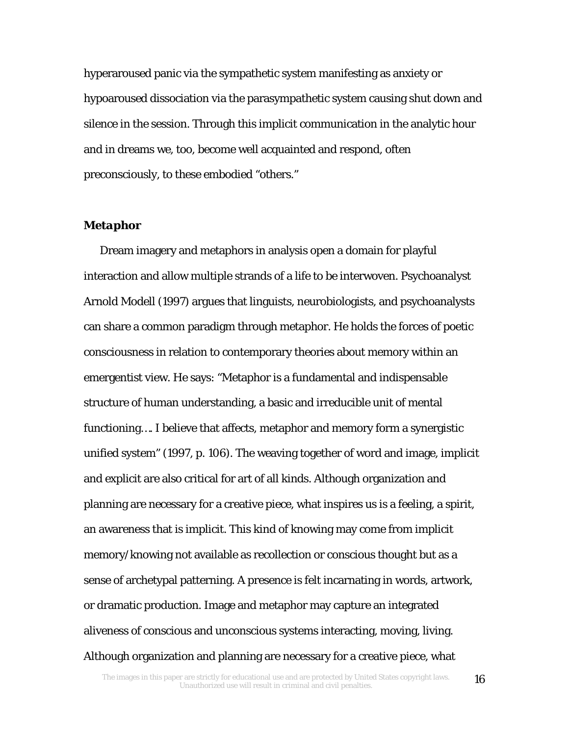hyperaroused panic via the sympathetic system manifesting as anxiety or hypoaroused dissociation via the parasympathetic system causing shut down and silence in the session. Through this implicit communication in the analytic hour and in dreams we, too, become well acquainted and respond, often preconsciously, to these embodied "others."

### *Metaphor*

Dream imagery and metaphors in analysis open a domain for playful interaction and allow multiple strands of a life to be interwoven. Psychoanalyst Arnold Modell (1997) argues that linguists, neurobiologists, and psychoanalysts can share a common paradigm through metaphor. He holds the forces of poetic consciousness in relation to contemporary theories about memory within an emergentist view. He says: "Metaphor is a fundamental and indispensable structure of human understanding, a basic and irreducible unit of mental functioning…. I believe that affects, metaphor and memory form a synergistic unified system" (1997, p. 106). The weaving together of word and image, implicit and explicit are also critical for art of all kinds. Although organization and planning are necessary for a creative piece, what inspires us is a feeling, a spirit, an awareness that is implicit. This kind of knowing may come from implicit memory/knowing not available as recollection or conscious thought but as a sense of archetypal patterning. A presence is felt incarnating in words, artwork, or dramatic production. Image and metaphor may capture an integrated aliveness of conscious and unconscious systems interacting, moving, living. Although organization and planning are necessary for a creative piece, what

The images in this paper are strictly for educational use and are protected by United States copyright laws. Unauthorized use will result in criminal and civil penalties.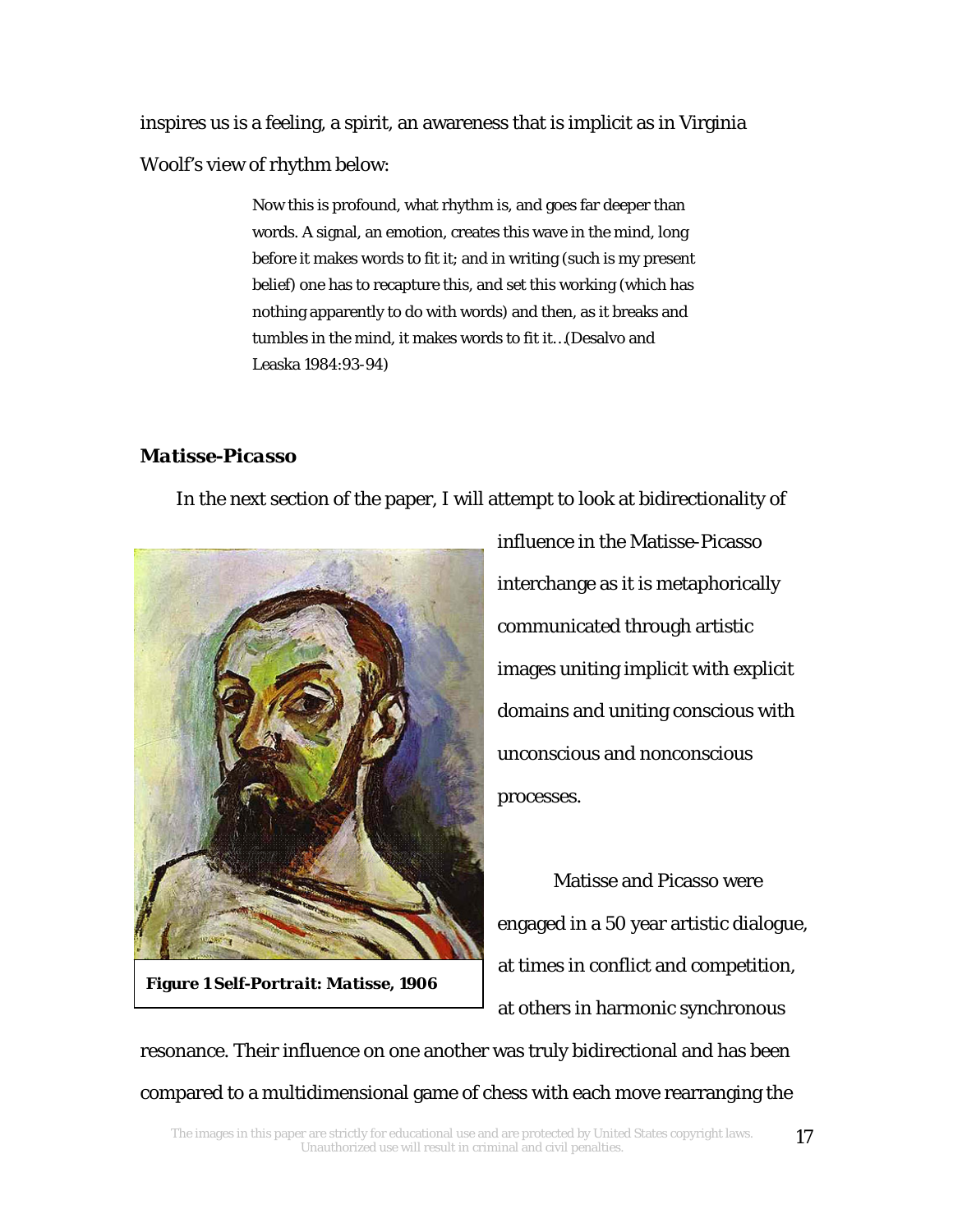inspires us is a feeling, a spirit, an awareness that is implicit as in Virginia Woolf's view of rhythm below:

> Now this is profound, what rhythm is, and goes far deeper than words. A signal, an emotion, creates this wave in the mind, long before it makes words to fit it; and in writing (such is my present belief) one has to recapture this, and set this working (which has nothing apparently to do with words) and then, as it breaks and tumbles in the mind, it makes words to fit it…(Desalvo and Leaska 1984:93-94)

### *Matisse-Picasso*

In the next section of the paper, I will attempt to look at bidirectionality of influence in the Matisse-Picasso interchange as it is metaphorically communicated through artistic images uniting implicit with explicit domains and uniting conscious with unconscious and nonconscious processes.

***Figure 1 Self-Portrait: Matisse, 1906***

Matisse and Picasso were engaged in a 50 year artistic dialogue, at times in conflict and competition, at others in harmonic synchronous resonance. Their influence on one another was truly bidirectional and has been compared to a multidimensional game of chess with each move rearranging the

The images in this paper are strictly for educational use and are protected by United States copyright laws. Unauthorized use will result in criminal and civil penalties.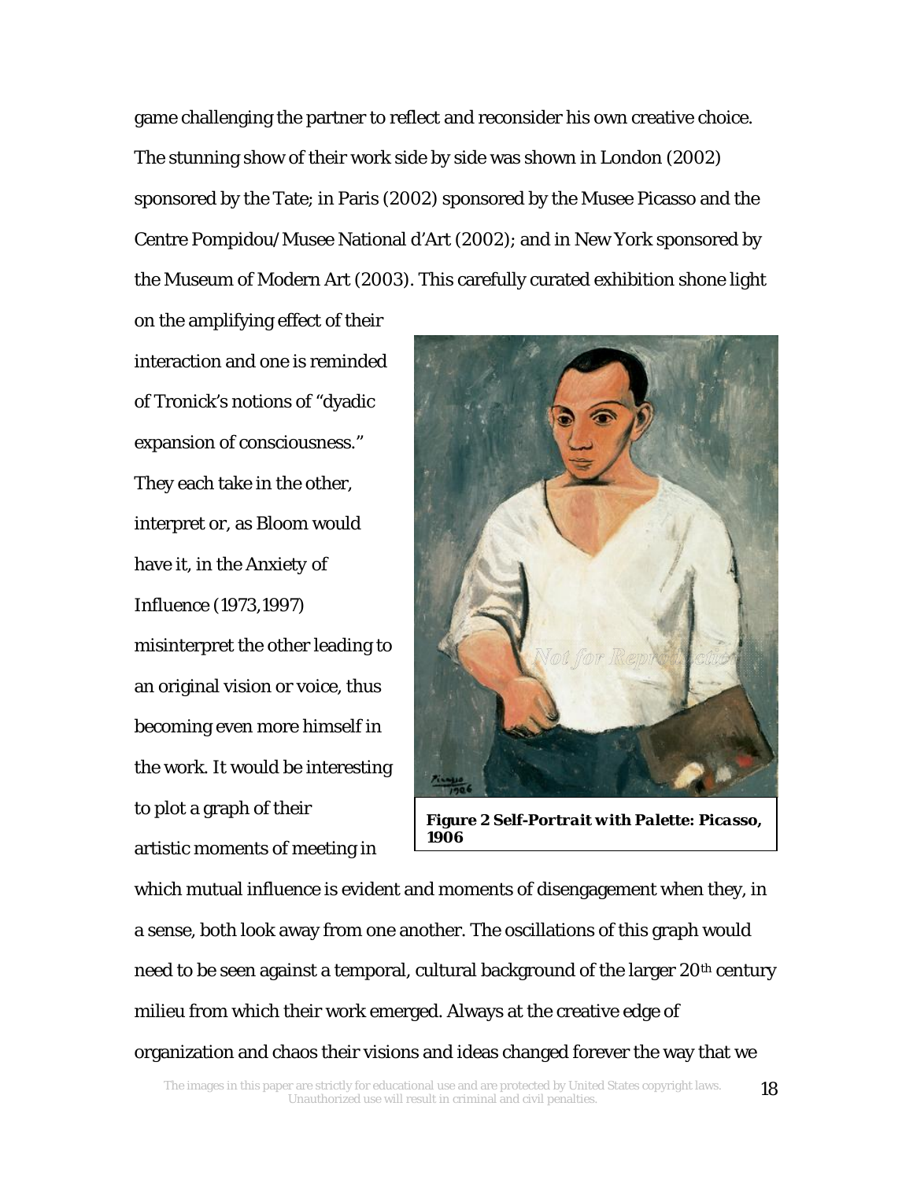game challenging the partner to reflect and reconsider his own creative choice. The stunning show of their work side by side was shown in London (2002) sponsored by the Tate; in Paris (2002) sponsored by the Musee Picasso and the Centre Pompidou/Musee National d'Art (2002); and in New York sponsored by the Museum of Modern Art (2003). This carefully curated exhibition shone light on the amplifying effect of their interaction and one is reminded of Tronick's notions of "dyadic expansion of consciousness." They each take in the other, interpret or, as Bloom would have it, in the Anxiety of Influence (1973,1997) misinterpret the other leading to an original vision or voice, thus becoming even more himself in the work. It would be interesting to plot a graph of their artistic moments of meeting in which mutual influence is evident and moments of disengagement when they, in a sense, both look away from one another. The oscillations of this graph would need to be seen against a temporal, cultural background of the larger 20th century milieu from which their work emerged. Always at the creative edge of organization and chaos their visions and ideas changed forever the way that we

**Figure 2 Self-Portrait with Palette: Picasso, 1906**

The images in this paper are strictly for educational use and are protected by United States copyright laws. Unauthorized use will result in criminal and civil penalties.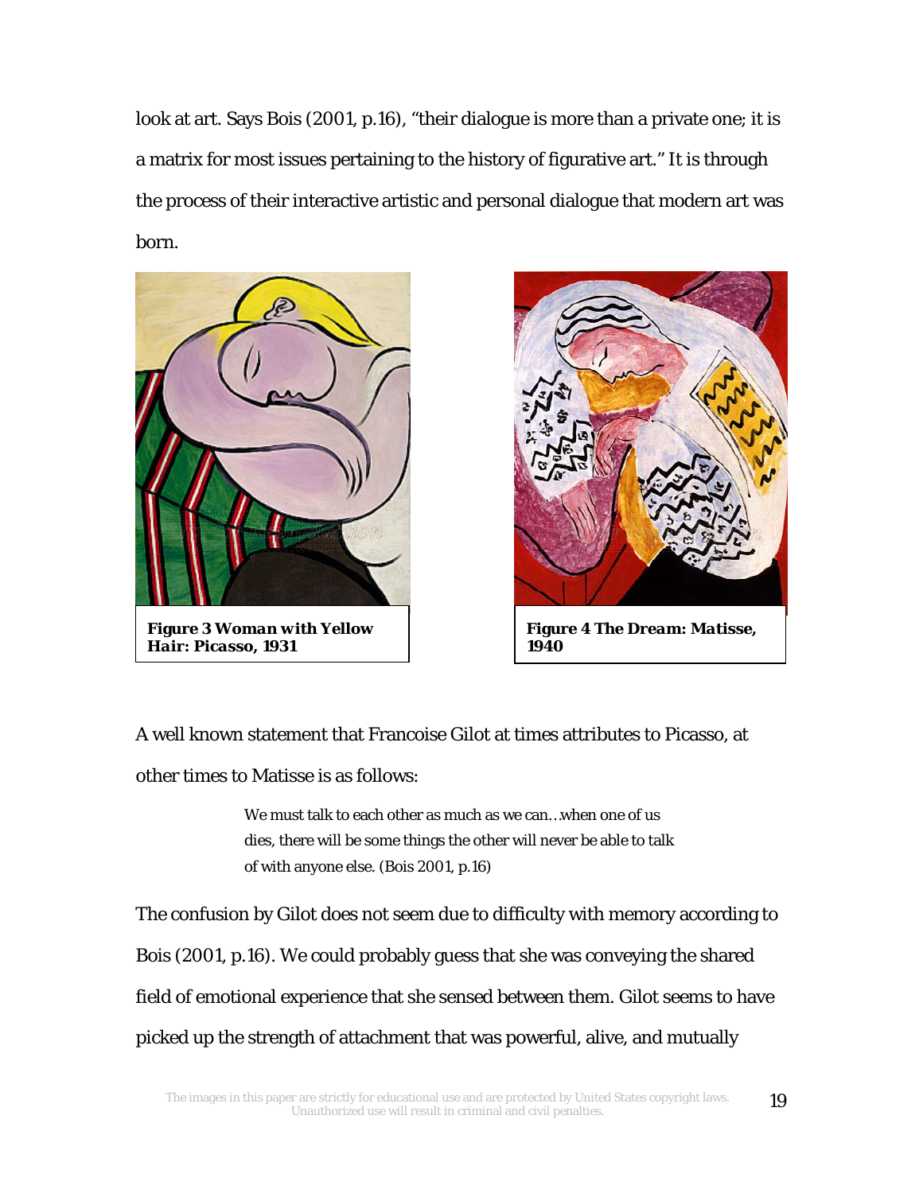look at art. Says Bois (2001, p.16), "their dialogue is more than a private one; it is a matrix for most issues pertaining to the history of figurative art." It is through the process of their interactive artistic and personal dialogue that modern art was born.

***Figure 3 Woman with Yellow Hair: Picasso, 1931***

***Figure 4 The Dream: Matisse, 1940***

A well known statement that Francoise Gilot at times attributes to Picasso, at other times to Matisse is as follows:

> We must talk to each other as much as we can…when one of us dies, there will be some things the other will never be able to talk of with anyone else. (Bois 2001, p.16)

The confusion by Gilot does not seem due to difficulty with memory according to Bois (2001, p.16). We could probably guess that she was conveying the shared field of emotional experience that she sensed between them. Gilot seems to have picked up the strength of attachment that was powerful, alive, and mutually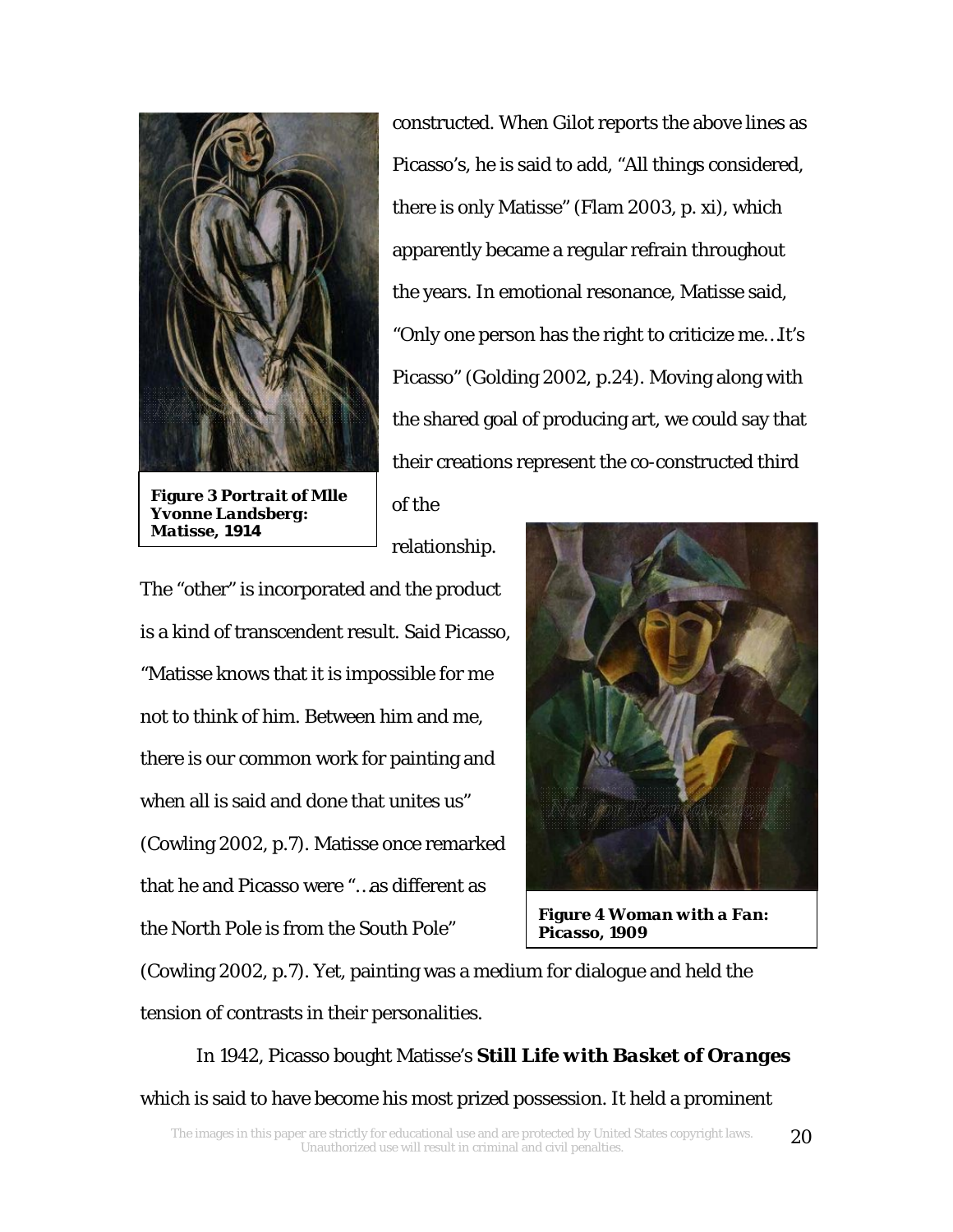constructed. When Gilot reports the above lines as Picasso's, he is said to add, "All things considered, there is only Matisse" (Flam 2003, p. xi), which apparently became a regular refrain throughout the years. In emotional resonance, Matisse said, "Only one person has the right to criticize me…It's Picasso" (Golding 2002, p.24). Moving along with the shared goal of producing art, we could say that their creations represent the co-constructed third of the relationship.

***Figure 3 Portrait of Mlle Yvonne Landsberg: Matisse, 1914***

The "other" is incorporated and the product is a kind of transcendent result. Said Picasso, "Matisse knows that it is impossible for me not to think of him. Between him and me, there is our common work for painting and when all is said and done that unites us" (Cowling 2002, p.7). Matisse once remarked that he and Picasso were "…as different as the North Pole is from the South Pole" (Cowling 2002, p.7). Yet, painting was a medium for dialogue and held the tension of contrasts in their personalities.

***Figure 4 Woman with a Fan: Picasso, 1909***

In 1942, Picasso bought Matisse's ***Still Life with Basket of Oranges*** which is said to have become his most prized possession. It held a prominent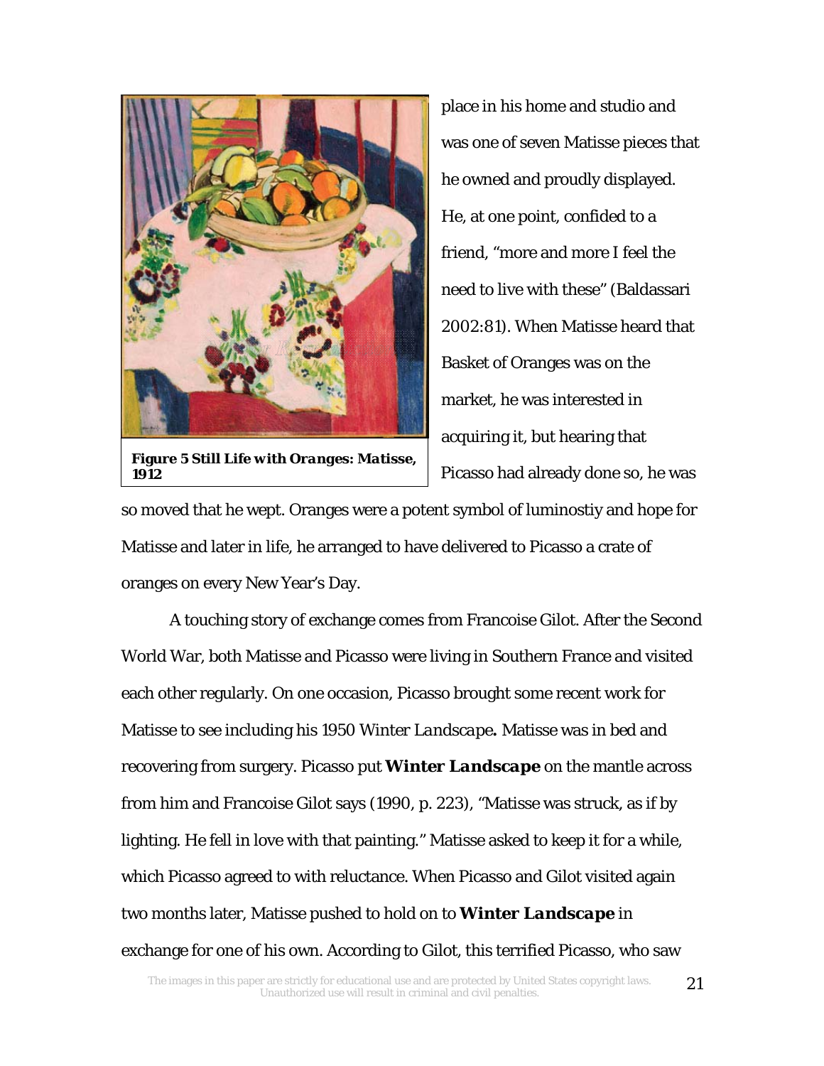**Figure 5 *Still Life with Oranges*: Matisse, 1912**

place in his home and studio and was one of seven Matisse pieces that he owned and proudly displayed. He, at one point, confided to a friend, "more and more I feel the need to live with these" (Baldassari 2002:81). When Matisse heard that Basket of Oranges was on the market, he was interested in acquiring it, but hearing that Picasso had already done so, he was so moved that he wept. Oranges were a potent symbol of luminostiy and hope for Matisse and later in life, he arranged to have delivered to Picasso a crate of oranges on every New Year's Day.

A touching story of exchange comes from Francoise Gilot. After the Second World War, both Matisse and Picasso were living in Southern France and visited each other regularly. On one occasion, Picasso brought some recent work for Matisse to see including his 1950 *Winter Landscape***.** Matisse was in bed and recovering from surgery. Picasso put ***Winter Landscape*** on the mantle across from him and Francoise Gilot says (1990, p. 223), "Matisse was struck, as if by lighting. He fell in love with that painting." Matisse asked to keep it for a while, which Picasso agreed to with reluctance. When Picasso and Gilot visited again two months later, Matisse pushed to hold on to ***Winter Landscape*** in exchange for one of his own. According to Gilot, this terrified Picasso, who saw

The images in this paper are strictly for educational use and are protected by United States copyright laws. Unauthorized use will result in criminal and civil penalties.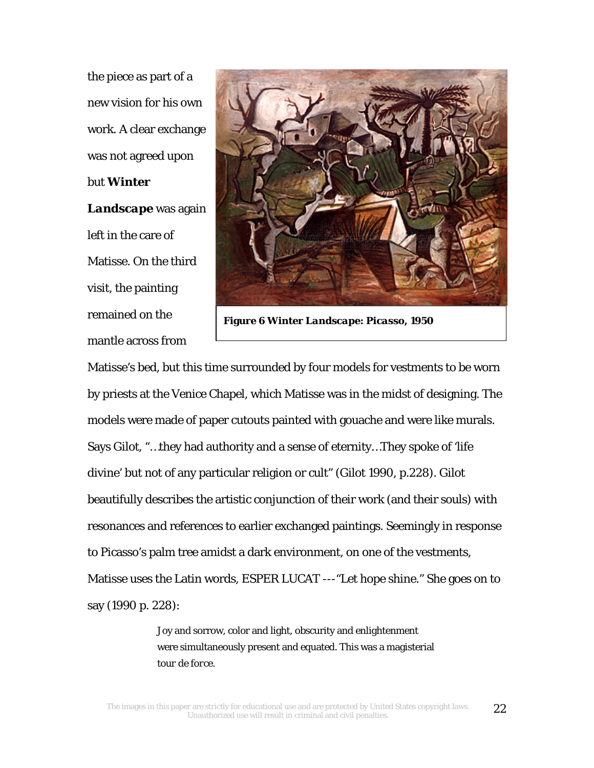the piece as part of a new vision for his own work. A clear exchange was not agreed upon but ***Winter Landscape*** was again left in the care of Matisse. On the third visit, the painting remained on the mantle across from Matisse's bed, but this time surrounded by four models for vestments to be worn by priests at the Venice Chapel, which Matisse was in the midst of designing. The models were made of paper cutouts painted with gouache and were like murals. Says Gilot, "…they had authority and a sense of eternity…They spoke of 'life divine' but not of any particular religion or cult" (Gilot 1990, p.228). Gilot beautifully describes the artistic conjunction of their work (and their souls) with resonances and references to earlier exchanged paintings. Seemingly in response to Picasso's palm tree amidst a dark environment, on one of the vestments, Matisse uses the Latin words, ESPER LUCAT ---"Let hope shine." She goes on to say (1990 p. 228):

**Figure 6 *Winter Landscape*: Picasso, 1950**

> Joy and sorrow, color and light, obscurity and enlightenment were simultaneously present and equated. This was a magisterial tour de force.

The images in this paper are strictly for educational use and are protected by United States copyright laws. Unauthorized use will result in criminal and civil penalties.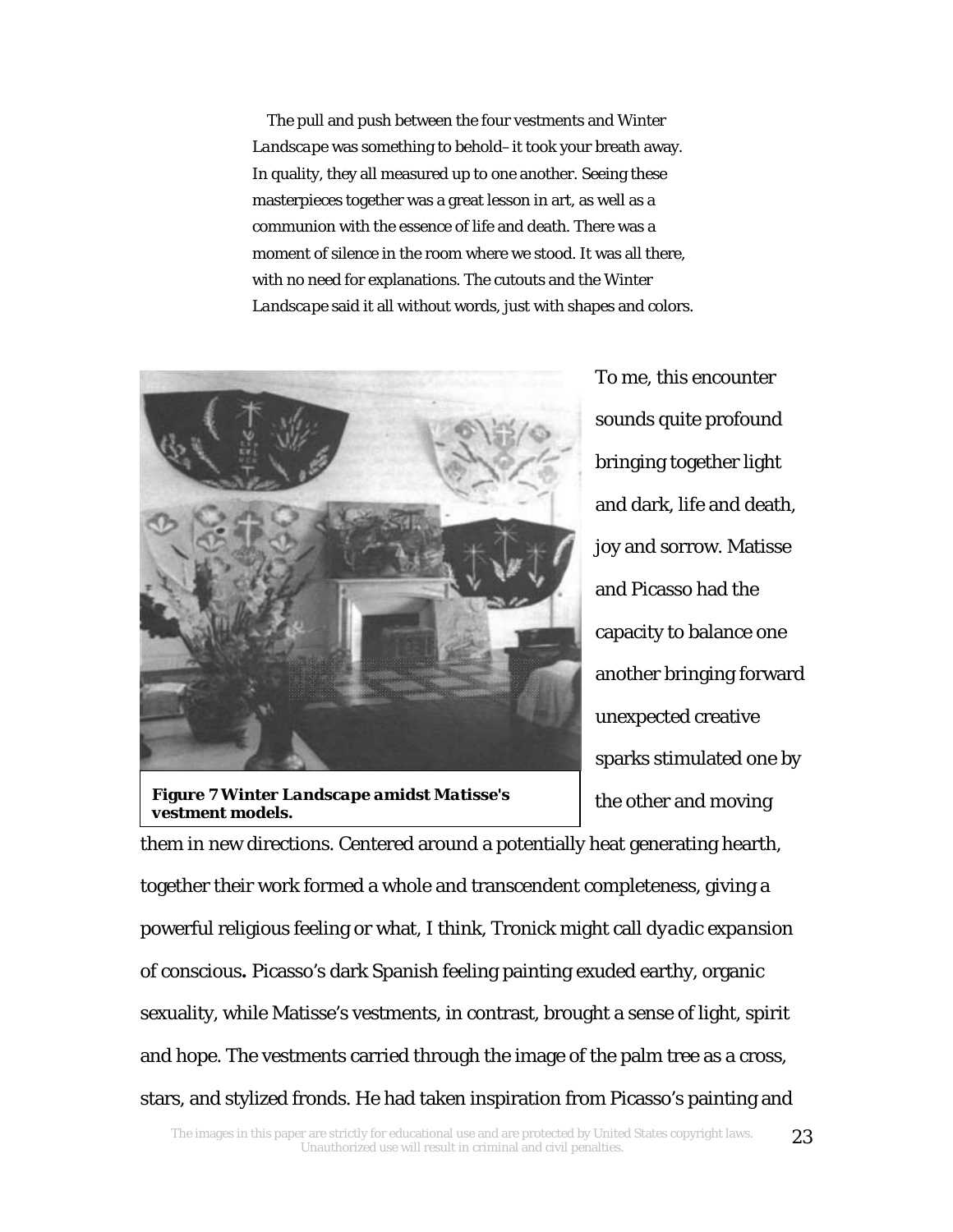The pull and push between the four vestments and *Winter Landscape* was something to behold–it took your breath away. In quality, they all measured up to one another. Seeing these masterpieces together was a great lesson in art, as well as a communion with the essence of life and death. There was a moment of silence in the room where we stood. It was all there, with no need for explanations. The cutouts and the *Winter Landscape* said it all without words, just with shapes and colors.

**Figure 7 *Winter Landscape* amidst Matisse's vestment models.**

To me, this encounter sounds quite profound bringing together light and dark, life and death, joy and sorrow. Matisse and Picasso had the capacity to balance one another bringing forward unexpected creative sparks stimulated one by the other and moving them in new directions. Centered around a potentially heat generating hearth, together their work formed a whole and transcendent completeness, giving a powerful religious feeling or what, I think, Tronick might call *dyadic expansion of conscious***.** Picasso's dark Spanish feeling painting exuded earthy, organic sexuality, while Matisse's vestments, in contrast, brought a sense of light, spirit and hope. The vestments carried through the image of the palm tree as a cross, stars, and stylized fronds. He had taken inspiration from Picasso's painting and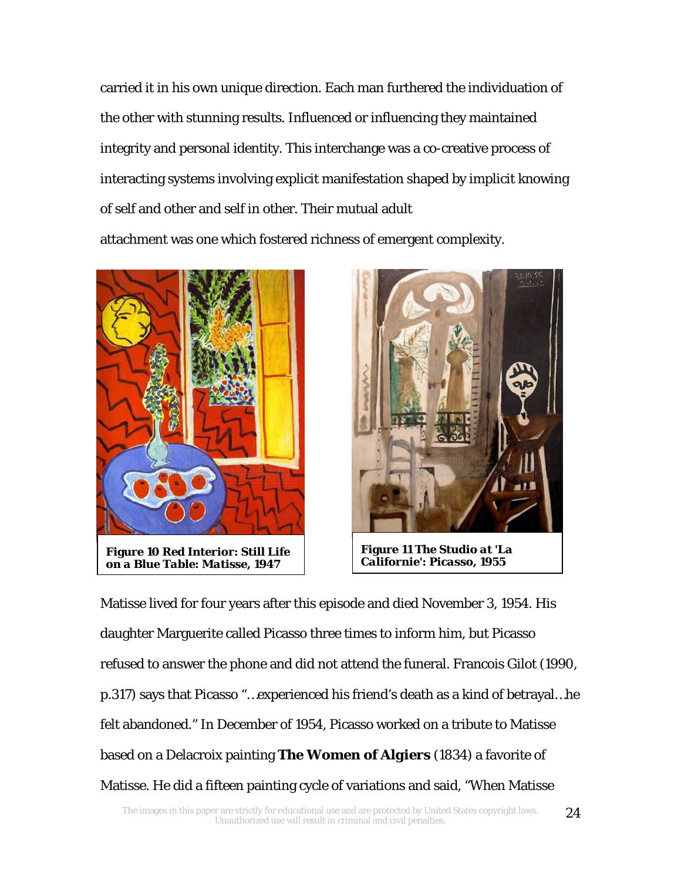carried it in his own unique direction. Each man furthered the individuation of the other with stunning results. Influenced or influencing they maintained integrity and personal identity. This interchange was a co-creative process of interacting systems involving explicit manifestation shaped by implicit knowing of self and other and self in other. Their mutual adult attachment was one which fostered richness of emergent complexity.

***Figure 10 Red Interior: Still Life on a Blue Table: Matisse, 1947***

***Figure 11 The Studio at 'La Californie': Picasso, 1955***

Matisse lived for four years after this episode and died November 3, 1954. His daughter Marguerite called Picasso three times to inform him, but Picasso refused to answer the phone and did not attend the funeral. Francois Gilot (1990, p.317) says that Picasso "…experienced his friend's death as a kind of betrayal…he felt abandoned." In December of 1954, Picasso worked on a tribute to Matisse based on a Delacroix painting **The Women of Algiers** (1834) a favorite of Matisse. He did a fifteen painting cycle of variations and said, "When Matisse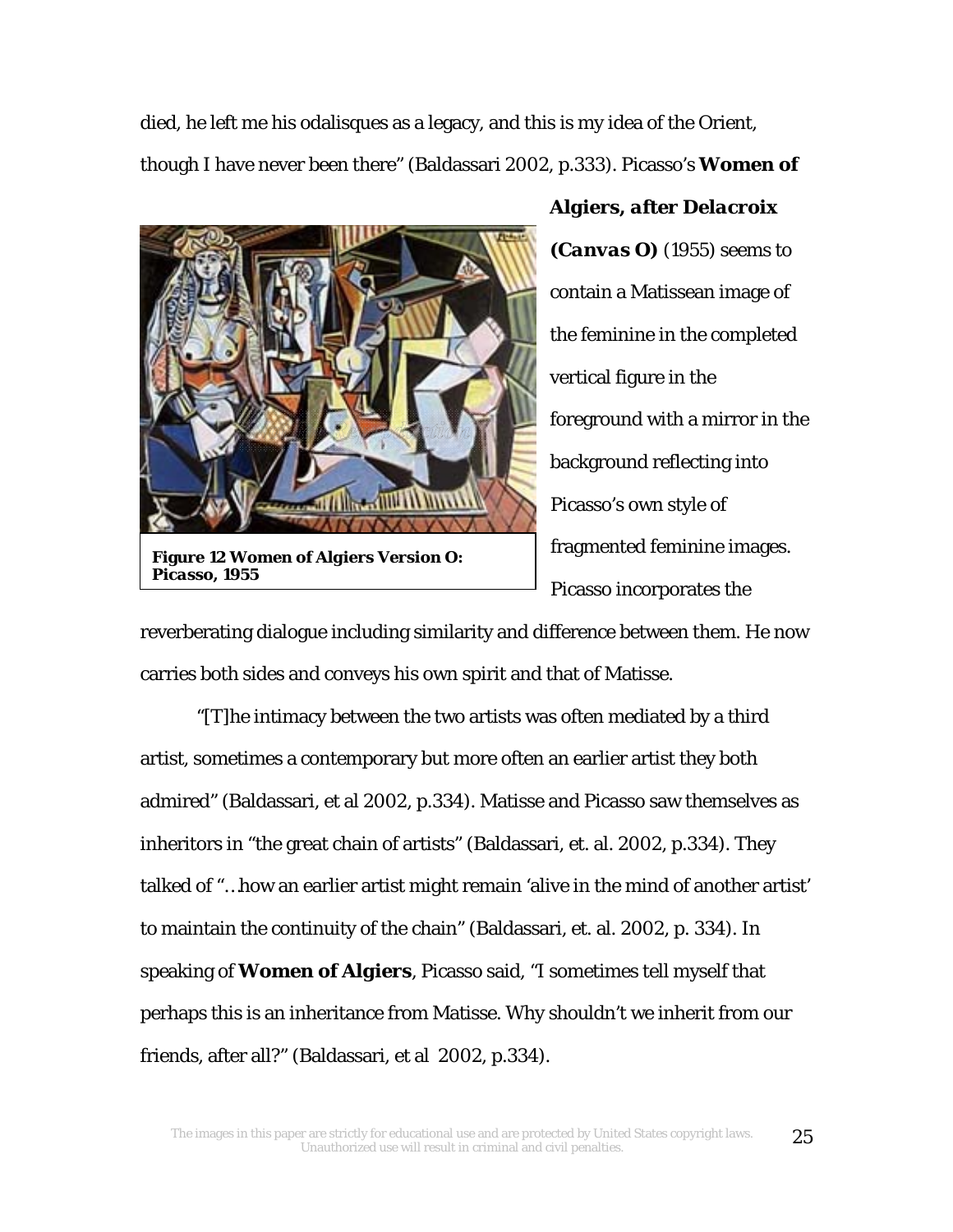died, he left me his odalisques as a legacy, and this is my idea of the Orient, though I have never been there" (Baldassari 2002, p.333). Picasso's **Women of *Algiers, after Delacroix (Canvas O)*** (1955) seems to contain a Matissean image of the feminine in the completed vertical figure in the foreground with a mirror in the background reflecting into Picasso's own style of fragmented feminine images. Picasso incorporates the reverberating dialogue including similarity and difference between them. He now carries both sides and conveys his own spirit and that of Matisse.

**Figure 12 Women of Algiers Version O: Picasso, 1955**

"[T]he intimacy between the two artists was often mediated by a third artist, sometimes a contemporary but more often an earlier artist they both admired" (Baldassari, et al 2002, p.334). Matisse and Picasso saw themselves as inheritors in "the great chain of artists" (Baldassari, et. al. 2002, p.334). They talked of "…how an earlier artist might remain 'alive in the mind of another artist' to maintain the continuity of the chain" (Baldassari, et. al. 2002, p. 334). In speaking of **Women of Algiers**, Picasso said, "I sometimes tell myself that perhaps this is an inheritance from Matisse. Why shouldn't we inherit from our friends, after all?" (Baldassari, et al 2002, p.334).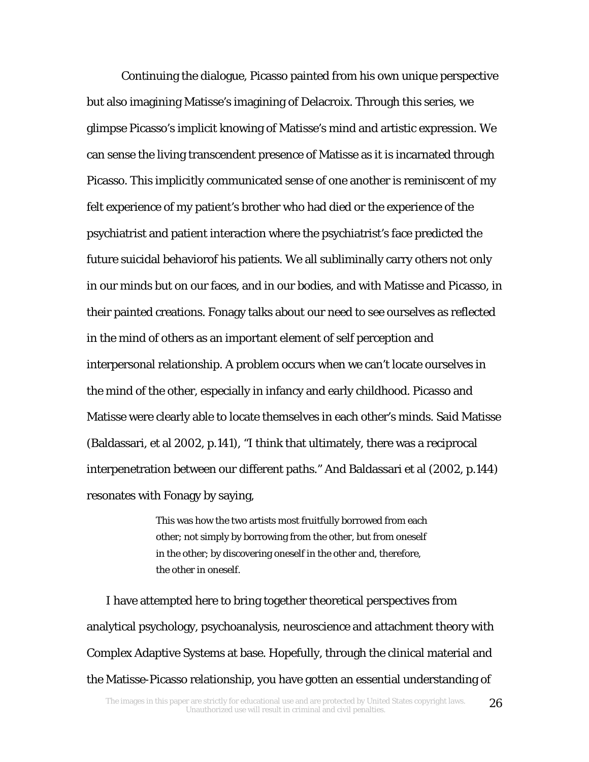Continuing the dialogue, Picasso painted from his own unique perspective but also imagining Matisse's imagining of Delacroix. Through this series, we glimpse Picasso's implicit knowing of Matisse's mind and artistic expression. We can sense the living transcendent presence of Matisse as it is incarnated through Picasso. This implicitly communicated sense of one another is reminiscent of my felt experience of my patient's brother who had died or the experience of the psychiatrist and patient interaction where the psychiatrist's face predicted the future suicidal behaviorof his patients. We all subliminally carry others not only in our minds but on our faces, and in our bodies, and with Matisse and Picasso, in their painted creations. Fonagy talks about our need to see ourselves as reflected in the mind of others as an important element of self perception and interpersonal relationship. A problem occurs when we can't locate ourselves in the mind of the other, especially in infancy and early childhood. Picasso and Matisse were clearly able to locate themselves in each other's minds. Said Matisse (Baldassari, et al 2002, p.141), "I think that ultimately, there was a reciprocal interpenetration between our different paths." And Baldassari et al (2002, p.144) resonates with Fonagy by saying,

> This was how the two artists most fruitfully borrowed from each other; not simply by borrowing from the other, but from oneself in the other; by discovering oneself in the other and, therefore, the other in oneself.

I have attempted here to bring together theoretical perspectives from analytical psychology, psychoanalysis, neuroscience and attachment theory with Complex Adaptive Systems at base. Hopefully, through the clinical material and the Matisse-Picasso relationship, you have gotten an essential understanding of

The images in this paper are strictly for educational use and are protected by United States copyright laws. Unauthorized use will result in criminal and civil penalties.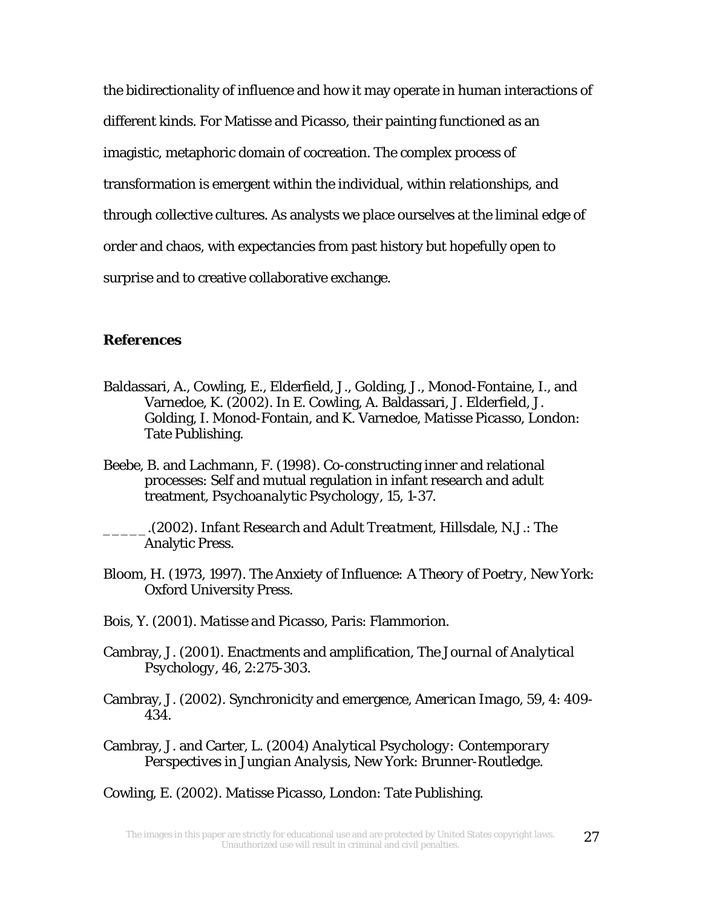the bidirectionality of influence and how it may operate in human interactions of different kinds. For Matisse and Picasso, their painting functioned as an imagistic, metaphoric domain of cocreation. The complex process of transformation is emergent within the individual, within relationships, and through collective cultures. As analysts we place ourselves at the liminal edge of order and chaos, with expectancies from past history but hopefully open to surprise and to creative collaborative exchange.

### References

Baldassari, A., Cowling, E., Elderfield, J., Golding, J., Monod-Fontaine, I., and Varnedoe, K. (2002). In E. Cowling, A. Baldassari, J. Elderfield, J. Golding, I. Monod-Fontain, and K. Varnedoe, *Matisse Picasso*, London: Tate Publishing.

Beebe, B. and Lachmann, F. (1998). Co-constructing inner and relational processes: Self and mutual regulation in infant research and adult treatment, *Psychoanalytic Psychology*, 15, 1-37.

_____.(2002). *Infant Research and Adult Treatment*, Hillsdale, N.J.: The Analytic Press.

Bloom, H. (1973, 1997). *The Anxiety of Influence: A Theory of Poetry*, New York: Oxford University Press.

Bois, Y. (2001). *Matisse and Picasso*, Paris: Flammorion.

Cambray, J. (2001). Enactments and amplification, *The Journal of Analytical Psychology*, 46, 2:275-303.

Cambray, J. (2002). Synchronicity and emergence, *American Imago*, 59, 4: 409-434.

Cambray, J. and Carter, L. (2004) *Analytical Psychology: Contemporary Perspectives in Jungian Analysis*, New York: Brunner-Routledge.

Cowling, E. (2002). *Matisse Picasso*, London: Tate Publishing.

The images in this paper are strictly for educational use and are protected by United States copyright laws. Unauthorized use will result in criminal and civil penalties.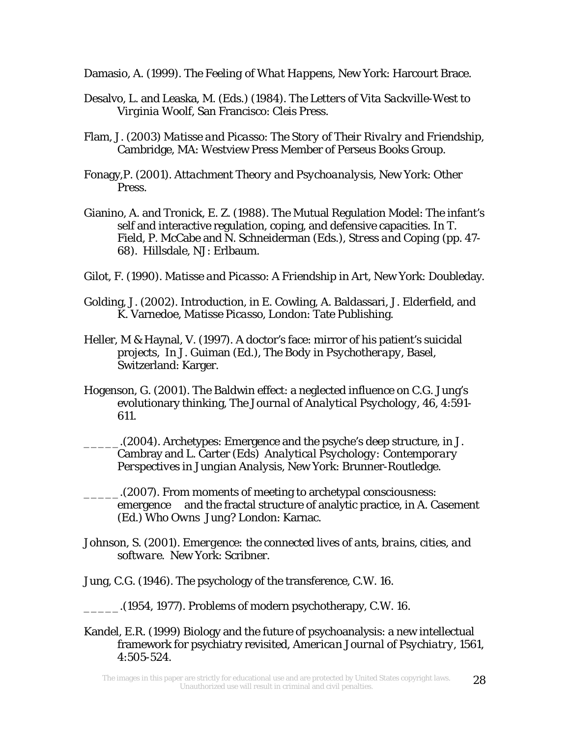Damasio, A. (1999). *The Feeling of What Happens*, New York: Harcourt Brace.

Desalvo, L. and Leaska, M. (Eds.) (1984). *The Letters of Vita Sackville-West to Virginia Woolf*, San Francisco: Cleis Press.

Flam, J. (2003) *Matisse and Picasso: The Story of Their Rivalry and Friendship*, Cambridge, MA: Westview Press Member of Perseus Books Group.

Fonagy,P. (2001). *Attachment Theory and Psychoanalysis*, New York: Other Press.

Gianino, A. and Tronick, E. Z. (1988). The Mutual Regulation Model: The infant's self and interactive regulation, coping, and defensive capacities. In T. Field, P. McCabe and N. Schneiderman (Eds.), *Stress and Coping* (pp. 47-68). Hillsdale, NJ: Erlbaum.

Gilot, F. (1990). *Matisse and Picasso: A Friendship in Art*, New York: Doubleday.

Golding, J. (2002). Introduction, in E. Cowling, A. Baldassari, J. Elderfield, and K. Varnedoe, *Matisse Picasso*, London: Tate Publishing.

Heller, M & Haynal, V. (1997). A doctor's face: mirror of his patient's suicidal projects, In J. Guiman (Ed.), *The Body in Psychotherapy*, Basel, Switzerland: Karger.

Hogenson, G. (2001). The Baldwin effect: a neglected influence on C.G. Jung's evolutionary thinking, *The Journal of Analytical Psychology*, 46, 4:591-611.

_____.(2004). Archetypes: Emergence and the psyche's deep structure, in J. Cambray and L. Carter (Eds) *Analytical Psychology: Contemporary Perspectives in Jungian Analysis*, New York: Brunner-Routledge.

_____.(2007). From moments of meeting to archetypal consciousness: emergence and the fractal structure of analytic practice, in A. Casement (Ed.) *Who Owns Jung?* London: Karnac.

Johnson, S. (2001). *Emergence: the connected lives of ants, brains, cities, and software*. New York: Scribner.

Jung, C.G. (1946). The psychology of the transference, C.W. 16.

_____.(1954, 1977). Problems of modern psychotherapy, C.W. 16.

Kandel, E.R. (1999) Biology and the future of psychoanalysis: a new intellectual framework for psychiatry revisited, *American Journal of Psychiatry*, 1561, 4:505-524.

The images in this paper are strictly for educational use and are protected by United States copyright laws. Unauthorized use will result in criminal and civil penalties.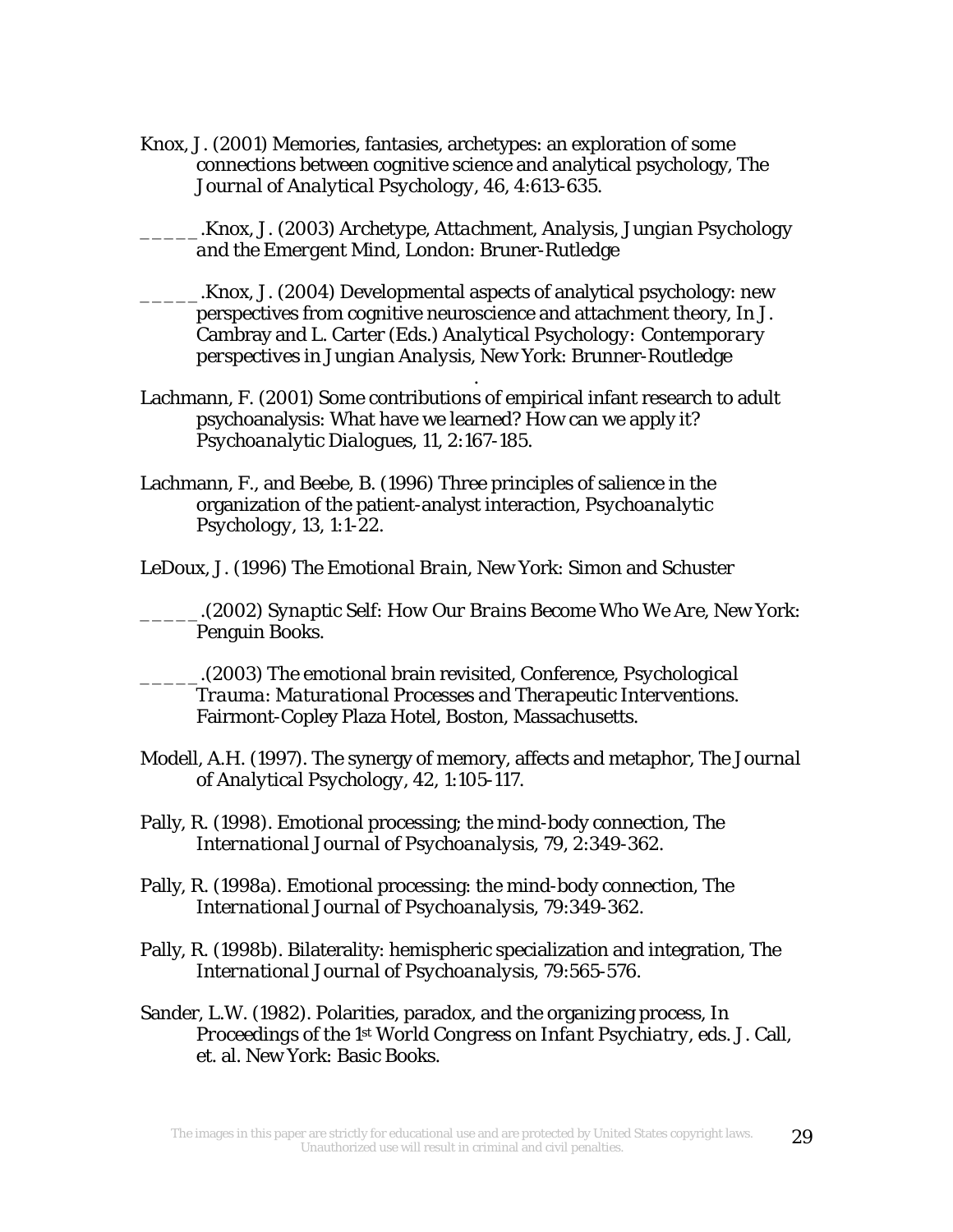Knox, J. (2001) Memories, fantasies, archetypes: an exploration of some connections between cognitive science and analytical psychology, The *Journal of Analytical Psychology*, 46, 4:613-635.

_____.Knox, J. (2003) *Archetype, Attachment, Analysis, Jungian Psychology and the Emergent Mind*, London: Bruner-Rutledge

_____.Knox, J. (2004) Developmental aspects of analytical psychology: new perspectives from cognitive neuroscience and attachment theory, In J. Cambray and L. Carter (Eds.) *Analytical Psychology: Contemporary perspectives in Jungian Analysis*, New York: Brunner-Routledge

Lachmann, F. (2001) Some contributions of empirical infant research to adult psychoanalysis: What have we learned? How can we apply it? *Psychoanalytic Dialogues*, 11, 2:167-185.

Lachmann, F., and Beebe, B. (1996) Three principles of salience in the organization of the patient-analyst interaction, *Psychoanalytic Psychology*, 13, 1:1-22.

LeDoux, J. (1996) *The Emotional Brain*, New York: Simon and Schuster

_____.(2002) *Synaptic Self: How Our Brains Become Who We Are*, New York: Penguin Books.

_____.(2003) The emotional brain revisited, Conference, *Psychological Trauma: Maturational Processes and Therapeutic Interventions*. Fairmont-Copley Plaza Hotel, Boston, Massachusetts.

Modell, A.H. (1997). The synergy of memory, affects and metaphor, *The Journal of Analytical Psychology*, 42, 1:105-117.

Pally, R. (1998). Emotional processing; the mind-body connection, The *International Journal of Psychoanalysis*, 79, 2:349-362.

Pally, R. (1998a). Emotional processing: the mind-body connection, The *International Journal of Psychoanalysis*, 79:349-362.

Pally, R. (1998b). Bilaterality: hemispheric specialization and integration, The *International Journal of Psychoanalysis*, 79:565-576.

Sander, L.W. (1982). Polarities, paradox, and the organizing process, In *Proceedings of the 1st World Congress on Infant Psychiatry*, eds. J. Call, et. al. New York: Basic Books.

The images in this paper are strictly for educational use and are protected by United States copyright laws. Unauthorized use will result in criminal and civil penalties.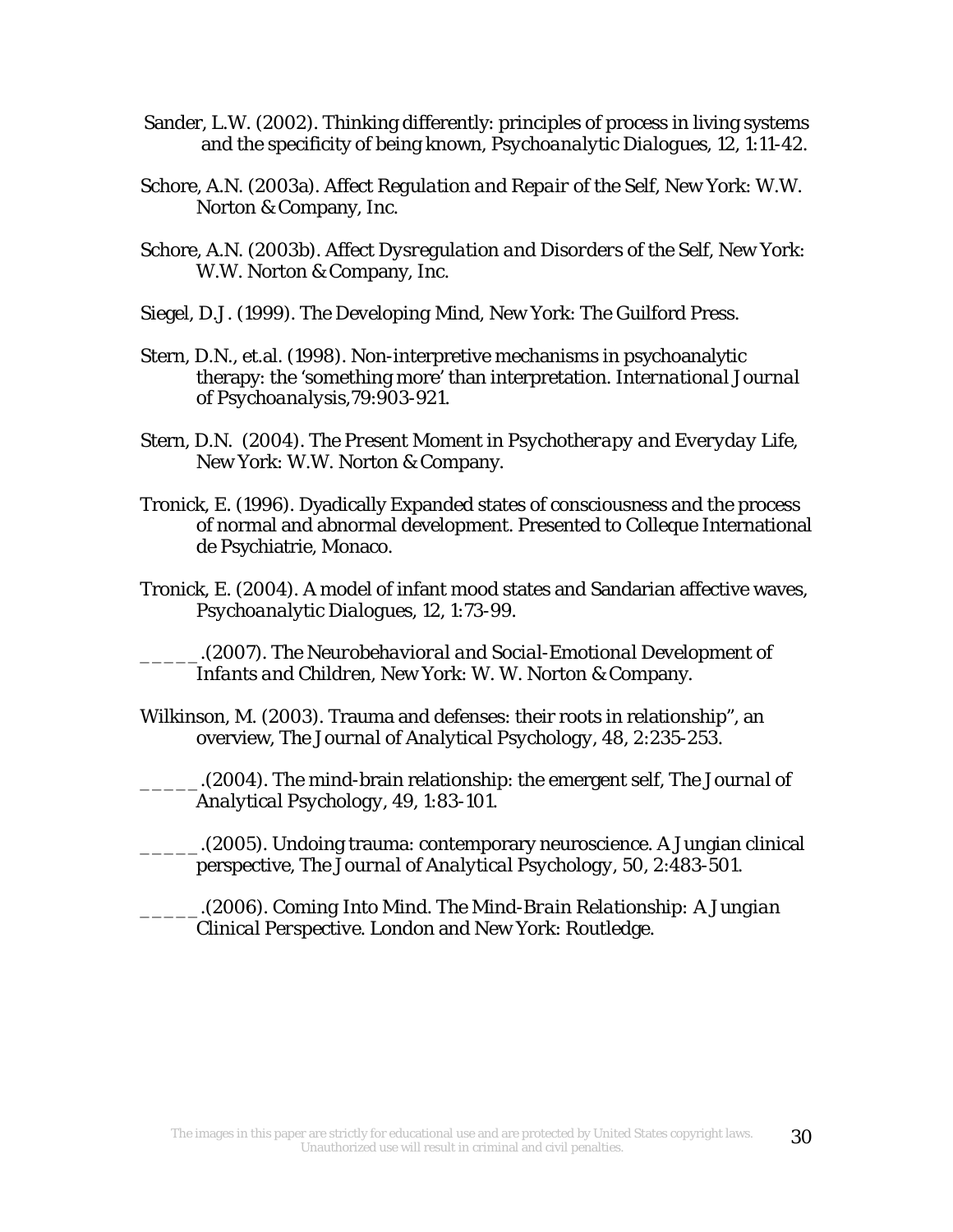Sander, L.W. (2002). Thinking differently: principles of process in living systems and the specificity of being known, *Psychoanalytic Dialogues*, 12, 1:11-42.

Schore, A.N. (2003a). *Affect Regulation and Repair of the Self*, New York: W.W. Norton & Company, Inc.

Schore, A.N. (2003b). *Affect Dysregulation and Disorders of the Self*, New York: W.W. Norton & Company, Inc.

Siegel, D.J. (1999). *The Developing Mind*, New York: The Guilford Press.

Stern, D.N., et.al. (1998). Non-interpretive mechanisms in psychoanalytic therapy: the 'something more' than interpretation. *International Journal of Psychoanalysis*,79:903-921.

Stern, D.N. (2004). *The Present Moment in Psychotherapy and Everyday Life*, New York: W.W. Norton & Company.

Tronick, E. (1996). Dyadically Expanded states of consciousness and the process of normal and abnormal development. Presented to Colleque International de Psychiatrie, Monaco.

Tronick, E. (2004). A model of infant mood states and Sandarian affective waves, *Psychoanalytic Dialogues*, 12, 1:73-99.

_____.(2007). *The Neurobehavioral and Social-Emotional Development of Infants and Children*, New York: W. W. Norton & Company.

Wilkinson, M. (2003). Trauma and defenses: their roots in relationship", an overview, *The Journal of Analytical Psychology*, 48, 2:235-253.

_____.(2004). The mind-brain relationship: the emergent self, *The Journal of Analytical Psychology*, 49, 1:83-101.

_____.(2005). Undoing trauma: contemporary neuroscience. A Jungian clinical perspective, *The Journal of Analytical Psychology*, 50, 2:483-501.

_____.(2006). *Coming Into Mind. The Mind-Brain Relationship: A Jungian Clinical Perspective*. London and New York: Routledge.

The images in this paper are strictly for educational use and are protected by United States copyright laws. Unauthorized use will result in criminal and civil penalties.